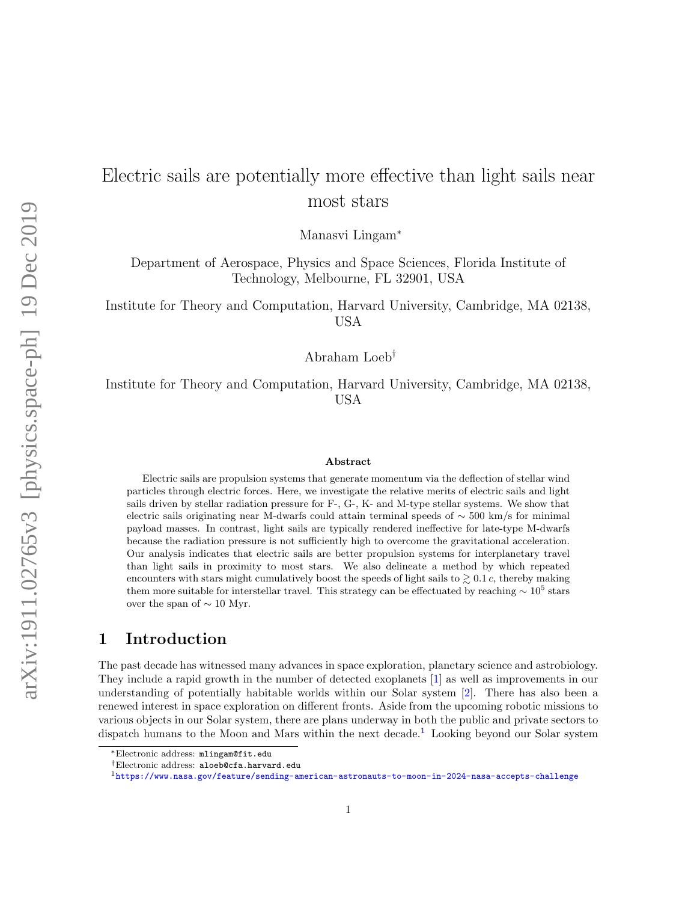# Electric sails are potentially more effective than light sails near most stars

Manasvi Lingam*

Department of Aerospace, Physics and Space Sciences, Florida Institute of Technology, Melbourne, FL 32901, USA

Institute for Theory and Computation, Harvard University, Cambridge, MA 02138, USA

Abraham Loeb†

Institute for Theory and Computation, Harvard University, Cambridge, MA 02138, USA

### Abstract

Electric sails are propulsion systems that generate momentum via the deflection of stellar wind particles through electric forces. Here, we investigate the relative merits of electric sails and light sails driven by stellar radiation pressure for F-, G-, K- and M-type stellar systems. We show that electric sails originating near M-dwarfs could attain terminal speeds of $\sim 500$ km/s for minimal payload masses. In contrast, light sails are typically rendered ineffective for late-type M-dwarfs because the radiation pressure is not sufficiently high to overcome the gravitational acceleration. Our analysis indicates that electric sails are better propulsion systems for interplanetary travel than light sails in proximity to most stars. We also delineate a method by which repeated encounters with stars might cumulatively boost the speeds of light sails to $\gtrsim 0.1\,c$, thereby making them more suitable for interstellar travel. This strategy can be effectuated by reaching $\sim 10^5$ stars over the span of $\sim 10$ Myr.

## 1 Introduction

The past decade has witnessed many advances in space exploration, planetary science and astrobiology. They include a rapid growth in the number of detected exoplanets [1] as well as improvements in our understanding of potentially habitable worlds within our Solar system [2]. There has also been a renewed interest in space exploration on different fronts. Aside from the upcoming robotic missions to various objects in our Solar system, there are plans underway in both the public and private sectors to dispatch humans to the Moon and Mars within the next decade.[1] Looking beyond our Solar system

*Electronic address: mlingam@fit.edu

†Electronic address: aloeb@cfa.harvard.edu

[1] https://www.nasa.gov/feature/sending-american-astronauts-to-moon-in-2024-nasa-accepts-challenge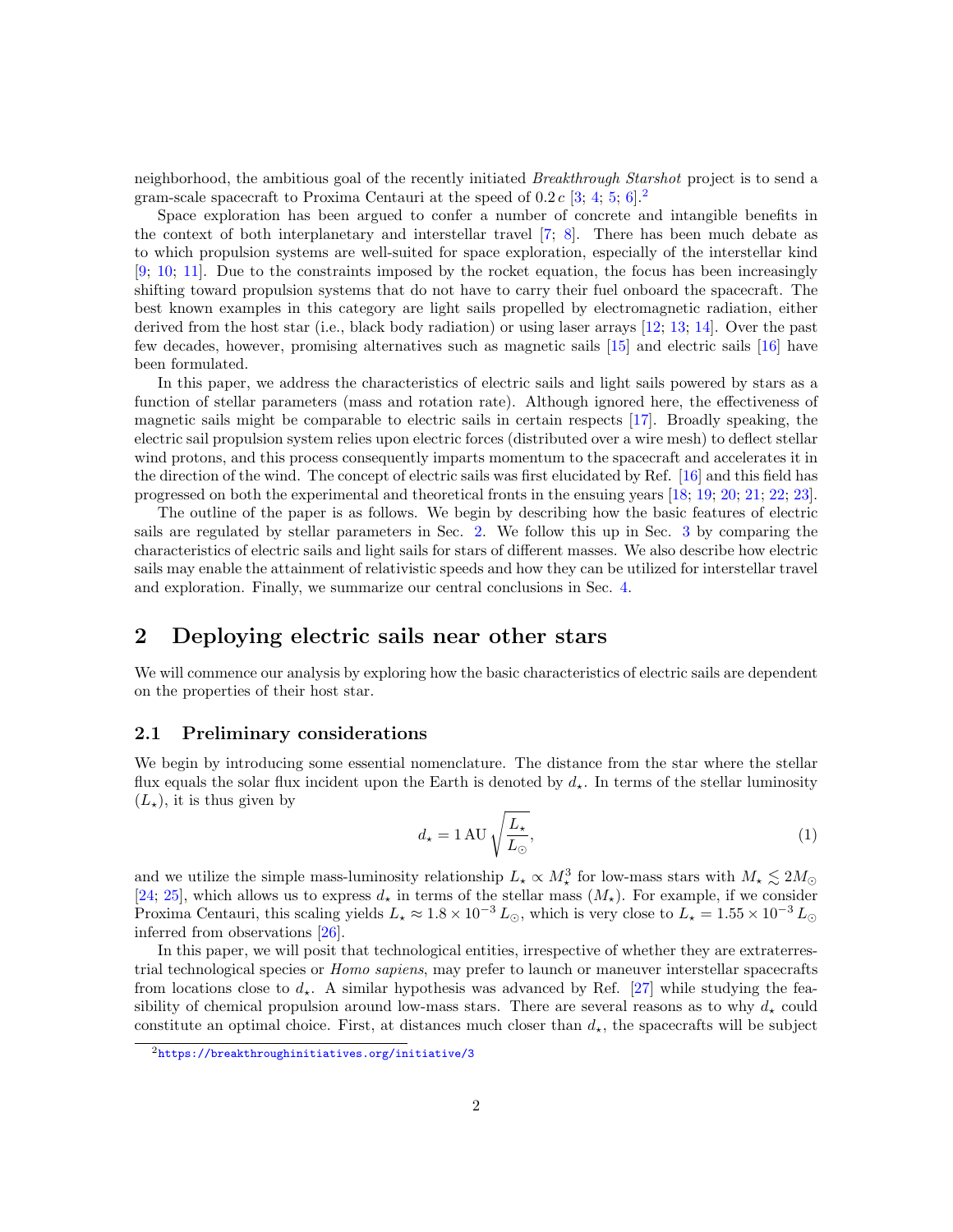neighborhood, the ambitious goal of the recently initiated *Breakthrough Starshot* project is to send a gram-scale spacecraft to Proxima Centauri at the speed of $0.2\,c$ [3; 4; 5; 6].[2]

Space exploration has been argued to confer a number of concrete and intangible benefits in the context of both interplanetary and interstellar travel [7; 8]. There has been much debate as to which propulsion systems are well-suited for space exploration, especially of the interstellar kind [9; 10; 11]. Due to the constraints imposed by the rocket equation, the focus has been increasingly shifting toward propulsion systems that do not have to carry their fuel onboard the spacecraft. The best known examples in this category are light sails propelled by electromagnetic radiation, either derived from the host star (i.e., black body radiation) or using laser arrays [12; 13; 14]. Over the past few decades, however, promising alternatives such as magnetic sails [15] and electric sails [16] have been formulated.

In this paper, we address the characteristics of electric sails and light sails powered by stars as a function of stellar parameters (mass and rotation rate). Although ignored here, the effectiveness of magnetic sails might be comparable to electric sails in certain respects [17]. Broadly speaking, the electric sail propulsion system relies upon electric forces (distributed over a wire mesh) to deflect stellar wind protons, and this process consequently imparts momentum to the spacecraft and accelerates it in the direction of the wind. The concept of electric sails was first elucidated by Ref. [16] and this field has progressed on both the experimental and theoretical fronts in the ensuing years [18; 19; 20; 21; 22; 23].

The outline of the paper is as follows. We begin by describing how the basic features of electric sails are regulated by stellar parameters in Sec. 2. We follow this up in Sec. 3 by comparing the characteristics of electric sails and light sails for stars of different masses. We also describe how electric sails may enable the attainment of relativistic speeds and how they can be utilized for interstellar travel and exploration. Finally, we summarize our central conclusions in Sec. 4.

## 2 Deploying electric sails near other stars

We will commence our analysis by exploring how the basic characteristics of electric sails are dependent on the properties of their host star.

### 2.1 Preliminary considerations

We begin by introducing some essential nomenclature. The distance from the star where the stellar flux equals the solar flux incident upon the Earth is denoted by $d_\star$. In terms of the stellar luminosity ($L_\star$), it is thus given by

$$d_\star = 1\,\mathrm{AU}\,\sqrt{\frac{L_\star}{L_\odot}}, \tag{1}$$

and we utilize the simple mass-luminosity relationship $L_\star \propto M_\star^3$ for low-mass stars with $M_\star \lesssim 2M_\odot$ [24; 25], which allows us to express $d_\star$ in terms of the stellar mass ($M_\star$). For example, if we consider Proxima Centauri, this scaling yields $L_\star \approx 1.8 \times 10^{-3}\,L_\odot$, which is very close to $L_\star = 1.55 \times 10^{-3}\,L_\odot$ inferred from observations [26].

In this paper, we will posit that technological entities, irrespective of whether they are extraterrestrial technological species or *Homo sapiens*, may prefer to launch or maneuver interstellar spacecrafts from locations close to $d_\star$. A similar hypothesis was advanced by Ref. [27] while studying the feasibility of chemical propulsion around low-mass stars. There are several reasons as to why $d_\star$ could constitute an optimal choice. First, at distances much closer than $d_\star$, the spacecrafts will be subject

[2] https://breakthroughinitiatives.org/initiative/3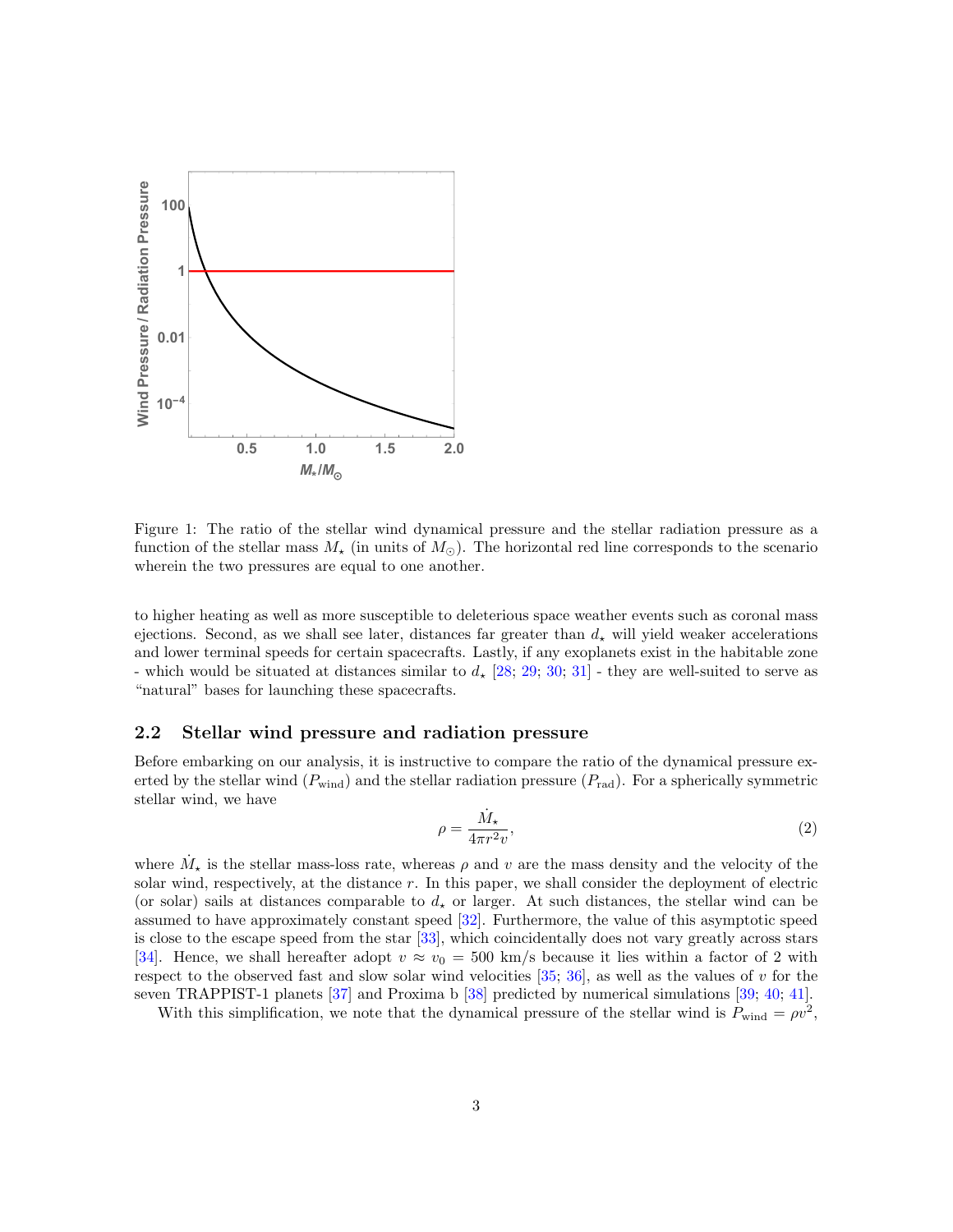Figure 1: The ratio of the stellar wind dynamical pressure and the stellar radiation pressure as a function of the stellar mass $M_\star$ (in units of $M_\odot$). The horizontal red line corresponds to the scenario wherein the two pressures are equal to one another.

to higher heating as well as more susceptible to deleterious space weather events such as coronal mass ejections. Second, as we shall see later, distances far greater than $d_\star$ will yield weaker accelerations and lower terminal speeds for certain spacecrafts. Lastly, if any exoplanets exist in the habitable zone - which would be situated at distances similar to $d_\star$ [28; 29; 30; 31] - they are well-suited to serve as "natural" bases for launching these spacecrafts.

## 2.2 Stellar wind pressure and radiation pressure

Before embarking on our analysis, it is instructive to compare the ratio of the dynamical pressure exerted by the stellar wind ($P_{\mathrm{wind}}$) and the stellar radiation pressure ($P_{\mathrm{rad}}$). For a spherically symmetric stellar wind, we have

$$\rho = \frac{\dot{M}_\star}{4\pi r^2 v}, \tag{2}$$

where $\dot{M}_\star$ is the stellar mass-loss rate, whereas $\rho$ and $v$ are the mass density and the velocity of the solar wind, respectively, at the distance $r$. In this paper, we shall consider the deployment of electric (or solar) sails at distances comparable to $d_\star$ or larger. At such distances, the stellar wind can be assumed to have approximately constant speed [32]. Furthermore, the value of this asymptotic speed is close to the escape speed from the star [33], which coincidentally does not vary greatly across stars [34]. Hence, we shall hereafter adopt $v \approx v_0 = 500$ km/s because it lies within a factor of 2 with respect to the observed fast and slow solar wind velocities [35; 36], as well as the values of $v$ for the seven TRAPPIST-1 planets [37] and Proxima b [38] predicted by numerical simulations [39; 40; 41].

With this simplification, we note that the dynamical pressure of the stellar wind is $P_{\mathrm{wind}} = \rho v^2$,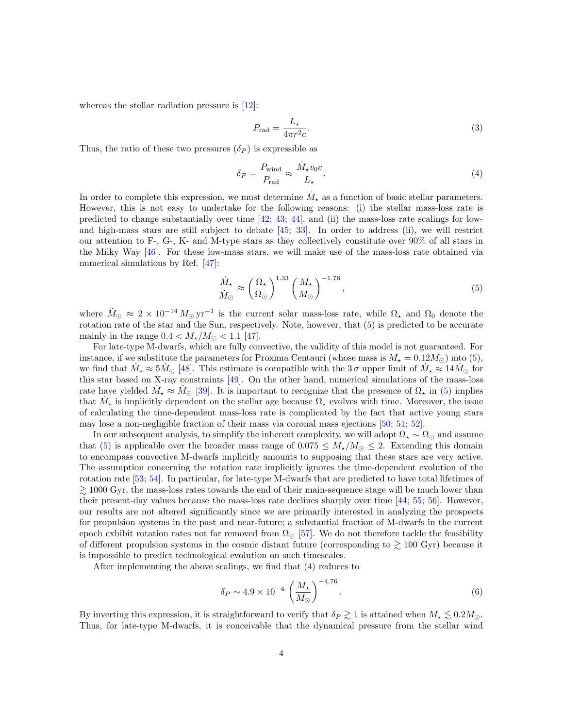whereas the stellar radiation pressure is [12]:

$$P_{\rm rad} = \frac{L_\star}{4\pi r^2 c}. \tag{3}$$

Thus, the ratio of these two pressures ($\delta_P$) is expressible as

$$\delta_P = \frac{P_{\rm wind}}{P_{\rm rad}} \approx \frac{\dot{M}_\star v_0 c}{L_\star}. \tag{4}$$

In order to complete this expression, we must determine $\dot{M}_\star$ as a function of basic stellar parameters. However, this is not easy to undertake for the following reasons: (i) the stellar mass-loss rate is predicted to change substantially over time [42; 43; 44], and (ii) the mass-loss rate scalings for low- and high-mass stars are still subject to debate [45; 33]. In order to address (ii), we will restrict our attention to F-, G-, K- and M-type stars as they collectively constitute over 90% of all stars in the Milky Way [46]. For these low-mass stars, we will make use of the mass-loss rate obtained via numerical simulations by Ref. [47]:

$$\frac{\dot{M}_\star}{\dot{M}_\odot} \approx \left(\frac{\Omega_\star}{\Omega_\odot}\right)^{1.33} \left(\frac{M_\star}{M_\odot}\right)^{-1.76}, \tag{5}$$

where $\dot{M}_\odot \approx 2 \times 10^{-14}\, M_\odot\,\mathrm{yr}^{-1}$ is the current solar mass-loss rate, while $\Omega_\star$ and $\Omega_0$ denote the rotation rate of the star and the Sun, respectively. Note, however, that (5) is predicted to be accurate mainly in the range $0.4 < M_\star/M_\odot < 1.1$ [47].

For late-type M-dwarfs, which are fully convective, the validity of this model is not guaranteed. For instance, if we substitute the parameters for Proxima Centauri (whose mass is $M_\star = 0.12 M_\odot$) into (5), we find that $\dot{M}_\star \approx 5\dot{M}_\odot$ [48]. This estimate is compatible with the $3\,\sigma$ upper limit of $\dot{M}_\star \approx 14\dot{M}_\odot$ for this star based on X-ray constraints [49]. On the other hand, numerical simulations of the mass-loss rate have yielded $\dot{M}_\star \approx \dot{M}_\odot$ [39]. It is important to recognize that the presence of $\Omega_\star$ in (5) implies that $\dot{M}_\star$ is implicitly dependent on the stellar age because $\Omega_\star$ evolves with time. Moreover, the issue of calculating the time-dependent mass-loss rate is complicated by the fact that active young stars may lose a non-negligible fraction of their mass via coronal mass ejections [50; 51; 52].

In our subsequent analysis, to simplify the inherent complexity, we will adopt $\Omega_\star \sim \Omega_\odot$ and assume that (5) is applicable over the broader mass range of $0.075 \leq M_\star/M_\odot \leq 2$. Extending this domain to encompass convective M-dwarfs implicitly amounts to supposing that these stars are very active. The assumption concerning the rotation rate implicitly ignores the time-dependent evolution of the rotation rate [53; 54]. In particular, for late-type M-dwarfs that are predicted to have total lifetimes of $\gtrsim 1000$ Gyr, the mass-loss rates towards the end of their main-sequence stage will be much lower than their present-day values because the mass-loss rate declines sharply over time [44; 55; 56]. However, our results are not altered significantly since we are primarily interested in analyzing the prospects for propulsion systems in the past and near-future; a substantial fraction of M-dwarfs in the current epoch exhibit rotation rates not far removed from $\Omega_\odot$ [57]. We do not therefore tackle the feasibility of different propulsion systems in the cosmic distant future (corresponding to $\gtrsim 100$ Gyr) because it is impossible to predict technological evolution on such timescales.

After implementing the above scalings, we find that (4) reduces to

$$\delta_P \sim 4.9 \times 10^{-4} \left(\frac{M_\star}{M_\odot}\right)^{-4.76}. \tag{6}$$

By inverting this expression, it is straightforward to verify that $\delta_P \gtrsim 1$ is attained when $M_\star \lesssim 0.2 M_\odot$. Thus, for late-type M-dwarfs, it is conceivable that the dynamical pressure from the stellar wind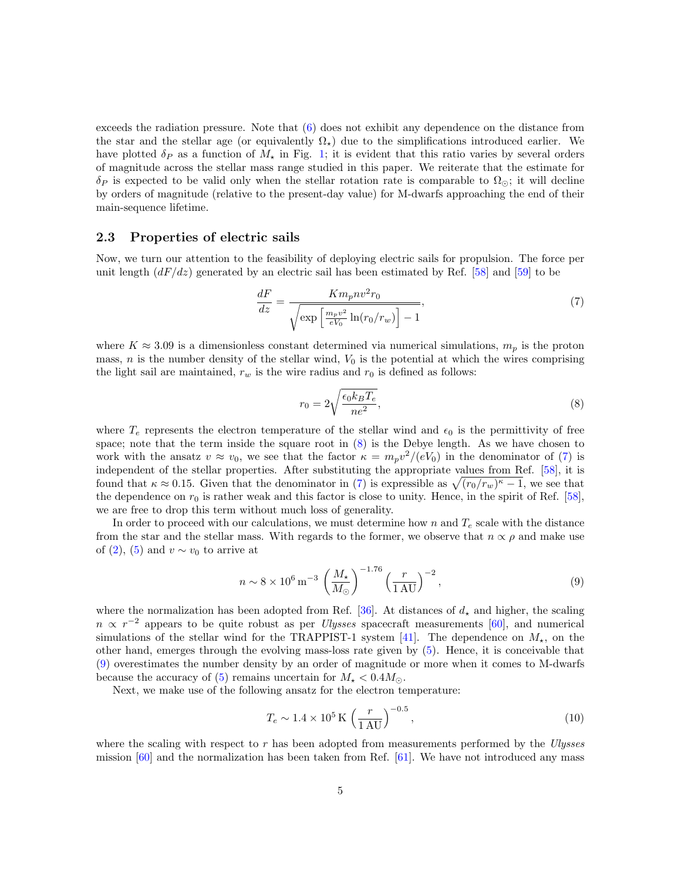exceeds the radiation pressure. Note that (6) does not exhibit any dependence on the distance from the star and the stellar age (or equivalently $\Omega_\star$) due to the simplifications introduced earlier. We have plotted $\delta_P$ as a function of $M_\star$ in Fig. 1; it is evident that this ratio varies by several orders of magnitude across the stellar mass range studied in this paper. We reiterate that the estimate for $\delta_P$ is expected to be valid only when the stellar rotation rate is comparable to $\Omega_\odot$; it will decline by orders of magnitude (relative to the present-day value) for M-dwarfs approaching the end of their main-sequence lifetime.

### 2.3 Properties of electric sails

Now, we turn our attention to the feasibility of deploying electric sails for propulsion. The force per unit length ($dF/dz$) generated by an electric sail has been estimated by Ref. [58] and [59] to be

$$\frac{dF}{dz} = \frac{K m_p n v^2 r_0}{\sqrt{\exp\left[\frac{m_p v^2}{eV_0}\ln(r_0/r_w)\right] - 1}}, \tag{7}$$

where $K \approx 3.09$ is a dimensionless constant determined via numerical simulations, $m_p$ is the proton mass, $n$ is the number density of the stellar wind, $V_0$ is the potential at which the wires comprising the light sail are maintained, $r_w$ is the wire radius and $r_0$ is defined as follows:

$$r_0 = 2\sqrt{\frac{\epsilon_0 k_B T_e}{ne^2}}, \tag{8}$$

where $T_e$ represents the electron temperature of the stellar wind and $\epsilon_0$ is the permittivity of free space; note that the term inside the square root in (8) is the Debye length. As we have chosen to work with the ansatz $v \approx v_0$, we see that the factor $\kappa = m_p v^2/(eV_0)$ in the denominator of (7) is independent of the stellar properties. After substituting the appropriate values from Ref. [58], it is found that $\kappa \approx 0.15$. Given that the denominator in (7) is expressible as $\sqrt{(r_0/r_w)^\kappa - 1}$, we see that the dependence on $r_0$ is rather weak and this factor is close to unity. Hence, in the spirit of Ref. [58], we are free to drop this term without much loss of generality.

In order to proceed with our calculations, we must determine how $n$ and $T_e$ scale with the distance from the star and the stellar mass. With regards to the former, we observe that $n \propto \rho$ and make use of (2), (5) and $v \sim v_0$ to arrive at

$$n \sim 8 \times 10^6\,\mathrm{m}^{-3}\left(\frac{M_\star}{M_\odot}\right)^{-1.76}\left(\frac{r}{1\,\mathrm{AU}}\right)^{-2}, \tag{9}$$

where the normalization has been adopted from Ref. [36]. At distances of $d_\star$ and higher, the scaling $n \propto r^{-2}$ appears to be quite robust as per *Ulysses* spacecraft measurements [60], and numerical simulations of the stellar wind for the TRAPPIST-1 system [41]. The dependence on $M_\star$, on the other hand, emerges through the evolving mass-loss rate given by (5). Hence, it is conceivable that (9) overestimates the number density by an order of magnitude or more when it comes to M-dwarfs because the accuracy of (5) remains uncertain for $M_\star < 0.4M_\odot$.

Next, we make use of the following ansatz for the electron temperature:

$$T_e \sim 1.4 \times 10^5\,\mathrm{K}\left(\frac{r}{1\,\mathrm{AU}}\right)^{-0.5}, \tag{10}$$

where the scaling with respect to $r$ has been adopted from measurements performed by the *Ulysses* mission [60] and the normalization has been taken from Ref. [61]. We have not introduced any mass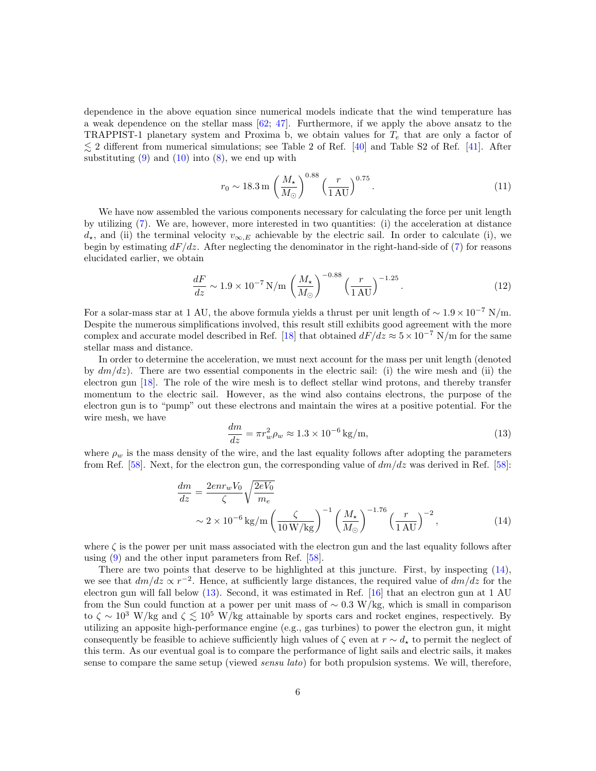dependence in the above equation since numerical models indicate that the wind temperature has a weak dependence on the stellar mass [62; 47]. Furthermore, if we apply the above ansatz to the TRAPPIST-1 planetary system and Proxima b, we obtain values for $T_e$ that are only a factor of $\lesssim 2$ different from numerical simulations; see Table 2 of Ref. [40] and Table S2 of Ref. [41]. After substituting (9) and (10) into (8), we end up with

$$r_0 \sim 18.3\,\mathrm{m} \left(\frac{M_\star}{M_\odot}\right)^{0.88} \left(\frac{r}{1\,\mathrm{AU}}\right)^{0.75}. \tag{11}$$

We have now assembled the various components necessary for calculating the force per unit length by utilizing (7). We are, however, more interested in two quantities: (i) the acceleration at distance $d_\star$, and (ii) the terminal velocity $v_{\infty,E}$ achievable by the electric sail. In order to calculate (i), we begin by estimating $dF/dz$. After neglecting the denominator in the right-hand-side of (7) for reasons elucidated earlier, we obtain

$$\frac{dF}{dz} \sim 1.9 \times 10^{-7}\,\mathrm{N/m} \left(\frac{M_\star}{M_\odot}\right)^{-0.88} \left(\frac{r}{1\,\mathrm{AU}}\right)^{-1.25}. \tag{12}$$

For a solar-mass star at 1 AU, the above formula yields a thrust per unit length of $\sim 1.9 \times 10^{-7}$ N/m. Despite the numerous simplifications involved, this result still exhibits good agreement with the more complex and accurate model described in Ref. [18] that obtained $dF/dz \approx 5 \times 10^{-7}$ N/m for the same stellar mass and distance.

In order to determine the acceleration, we must next account for the mass per unit length (denoted by $dm/dz$). There are two essential components in the electric sail: (i) the wire mesh and (ii) the electron gun [18]. The role of the wire mesh is to deflect stellar wind protons, and thereby transfer momentum to the electric sail. However, as the wind also contains electrons, the purpose of the electron gun is to "pump" out these electrons and maintain the wires at a positive potential. For the wire mesh, we have

$$\frac{dm}{dz} = \pi r_w^2 \rho_w \approx 1.3 \times 10^{-6}\,\mathrm{kg/m}, \tag{13}$$

where $\rho_w$ is the mass density of the wire, and the last equality follows after adopting the parameters from Ref. [58]. Next, for the electron gun, the corresponding value of $dm/dz$ was derived in Ref. [58]:

$$\begin{aligned}\frac{dm}{dz} &= \frac{2enr_wV_0}{\zeta}\sqrt{\frac{2eV_0}{m_e}} \\ &\sim 2 \times 10^{-6}\,\mathrm{kg/m} \left(\frac{\zeta}{10\,\mathrm{W/kg}}\right)^{-1} \left(\frac{M_\star}{M_\odot}\right)^{-1.76} \left(\frac{r}{1\,\mathrm{AU}}\right)^{-2},\end{aligned} \tag{14}$$

where $\zeta$ is the power per unit mass associated with the electron gun and the last equality follows after using (9) and the other input parameters from Ref. [58].

There are two points that deserve to be highlighted at this juncture. First, by inspecting (14), we see that $dm/dz \propto r^{-2}$. Hence, at sufficiently large distances, the required value of $dm/dz$ for the electron gun will fall below (13). Second, it was estimated in Ref. [16] that an electron gun at 1 AU from the Sun could function at a power per unit mass of $\sim 0.3$ W/kg, which is small in comparison to $\zeta \sim 10^3$ W/kg and $\zeta \lesssim 10^5$ W/kg attainable by sports cars and rocket engines, respectively. By utilizing an apposite high-performance engine (e.g., gas turbines) to power the electron gun, it might consequently be feasible to achieve sufficiently high values of $\zeta$ even at $r \sim d_\star$ to permit the neglect of this term. As our eventual goal is to compare the performance of light sails and electric sails, it makes sense to compare the same setup (viewed *sensu lato*) for both propulsion systems. We will, therefore,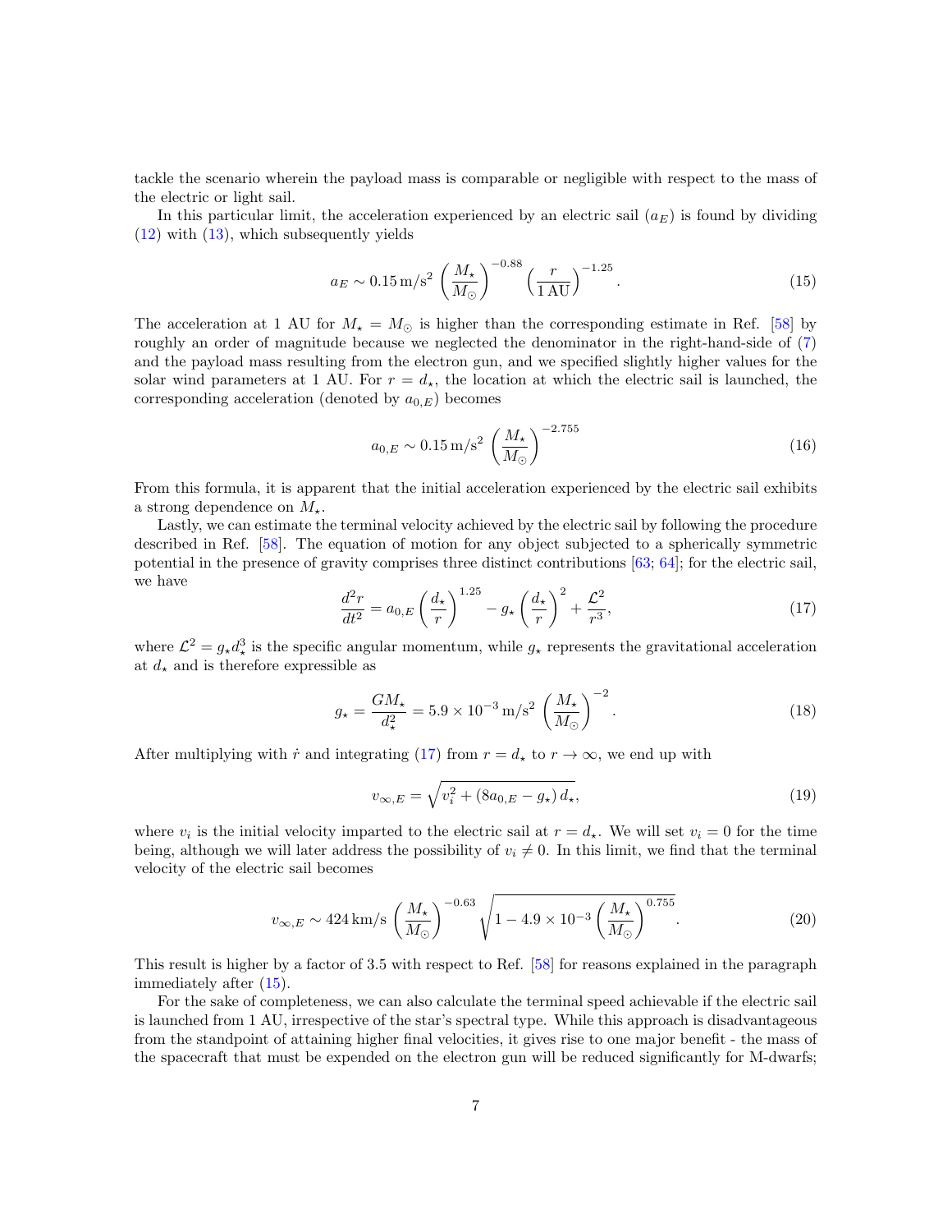tackle the scenario wherein the payload mass is comparable or negligible with respect to the mass of the electric or light sail.

In this particular limit, the acceleration experienced by an electric sail ($a_E$) is found by dividing (12) with (13), which subsequently yields

$$a_E \sim 0.15\,\mathrm{m/s^2} \left(\frac{M_\star}{M_\odot}\right)^{-0.88} \left(\frac{r}{1\,\mathrm{AU}}\right)^{-1.25}. \tag{15}$$

The acceleration at 1 AU for $M_\star = M_\odot$ is higher than the corresponding estimate in Ref. [58] by roughly an order of magnitude because we neglected the denominator in the right-hand-side of (7) and the payload mass resulting from the electron gun, and we specified slightly higher values for the solar wind parameters at 1 AU. For $r = d_\star$, the location at which the electric sail is launched, the corresponding acceleration (denoted by $a_{0,E}$) becomes

$$a_{0,E} \sim 0.15\,\mathrm{m/s^2} \left(\frac{M_\star}{M_\odot}\right)^{-2.755} \tag{16}$$

From this formula, it is apparent that the initial acceleration experienced by the electric sail exhibits a strong dependence on $M_\star$.

Lastly, we can estimate the terminal velocity achieved by the electric sail by following the procedure described in Ref. [58]. The equation of motion for any object subjected to a spherically symmetric potential in the presence of gravity comprises three distinct contributions [63; 64]; for the electric sail, we have

$$\frac{d^2 r}{dt^2} = a_{0,E} \left(\frac{d_\star}{r}\right)^{1.25} - g_\star \left(\frac{d_\star}{r}\right)^2 + \frac{\mathcal{L}^2}{r^3}, \tag{17}$$

where $\mathcal{L}^2 = g_\star d_\star^3$ is the specific angular momentum, while $g_\star$ represents the gravitational acceleration at $d_\star$ and is therefore expressible as

$$g_\star = \frac{G M_\star}{d_\star^2} = 5.9 \times 10^{-3}\,\mathrm{m/s^2} \left(\frac{M_\star}{M_\odot}\right)^{-2}. \tag{18}$$

After multiplying with $\dot{r}$ and integrating (17) from $r = d_\star$ to $r \rightarrow \infty$, we end up with

$$v_{\infty,E} = \sqrt{v_i^2 + \left(8 a_{0,E} - g_\star\right) d_\star}, \tag{19}$$

where $v_i$ is the initial velocity imparted to the electric sail at $r = d_\star$. We will set $v_i = 0$ for the time being, although we will later address the possibility of $v_i \neq 0$. In this limit, we find that the terminal velocity of the electric sail becomes

$$v_{\infty,E} \sim 424\,\mathrm{km/s} \left(\frac{M_\star}{M_\odot}\right)^{-0.63} \sqrt{1 - 4.9 \times 10^{-3} \left(\frac{M_\star}{M_\odot}\right)^{0.755}}. \tag{20}$$

This result is higher by a factor of 3.5 with respect to Ref. [58] for reasons explained in the paragraph immediately after (15).

For the sake of completeness, we can also calculate the terminal speed achievable if the electric sail is launched from 1 AU, irrespective of the star's spectral type. While this approach is disadvantageous from the standpoint of attaining higher final velocities, it gives rise to one major benefit - the mass of the spacecraft that must be expended on the electron gun will be reduced significantly for M-dwarfs;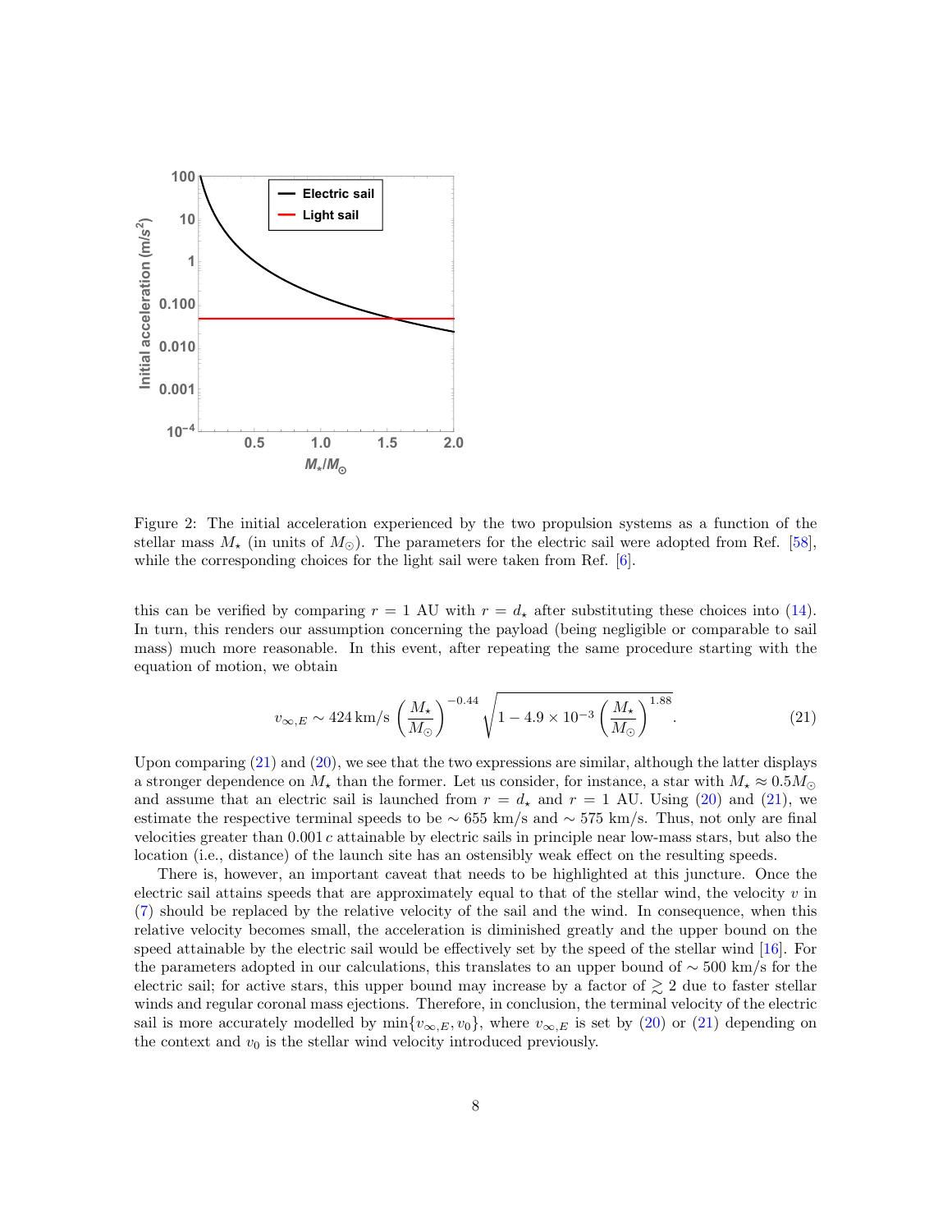Figure 2: The initial acceleration experienced by the two propulsion systems as a function of the stellar mass $M_\star$ (in units of $M_\odot$). The parameters for the electric sail were adopted from Ref. [58], while the corresponding choices for the light sail were taken from Ref. [6].

this can be verified by comparing $r = 1$ AU with $r = d_\star$ after substituting these choices into (14). In turn, this renders our assumption concerning the payload (being negligible or comparable to sail mass) much more reasonable. In this event, after repeating the same procedure starting with the equation of motion, we obtain

$$v_{\infty,E} \sim 424\,\mathrm{km/s}\left(\frac{M_\star}{M_\odot}\right)^{-0.44}\sqrt{1 - 4.9\times10^{-3}\left(\frac{M_\star}{M_\odot}\right)^{1.88}}. \tag{21}$$

Upon comparing (21) and (20), we see that the two expressions are similar, although the latter displays a stronger dependence on $M_\star$ than the former. Let us consider, for instance, a star with $M_\star \approx 0.5 M_\odot$ and assume that an electric sail is launched from $r = d_\star$ and $r = 1$ AU. Using (20) and (21), we estimate the respective terminal speeds to be $\sim 655$ km/s and $\sim 575$ km/s. Thus, not only are final velocities greater than $0.001\,c$ attainable by electric sails in principle near low-mass stars, but also the location (i.e., distance) of the launch site has an ostensibly weak effect on the resulting speeds.

There is, however, an important caveat that needs to be highlighted at this juncture. Once the electric sail attains speeds that are approximately equal to that of the stellar wind, the velocity $v$ in (7) should be replaced by the relative velocity of the sail and the wind. In consequence, when this relative velocity becomes small, the acceleration is diminished greatly and the upper bound on the speed attainable by the electric sail would be effectively set by the speed of the stellar wind [16]. For the parameters adopted in our calculations, this translates to an upper bound of $\sim 500$ km/s for the electric sail; for active stars, this upper bound may increase by a factor of $\gtrsim 2$ due to faster stellar winds and regular coronal mass ejections. Therefore, in conclusion, the terminal velocity of the electric sail is more accurately modelled by $\min\{v_{\infty,E}, v_0\}$, where $v_{\infty,E}$ is set by (20) or (21) depending on the context and $v_0$ is the stellar wind velocity introduced previously.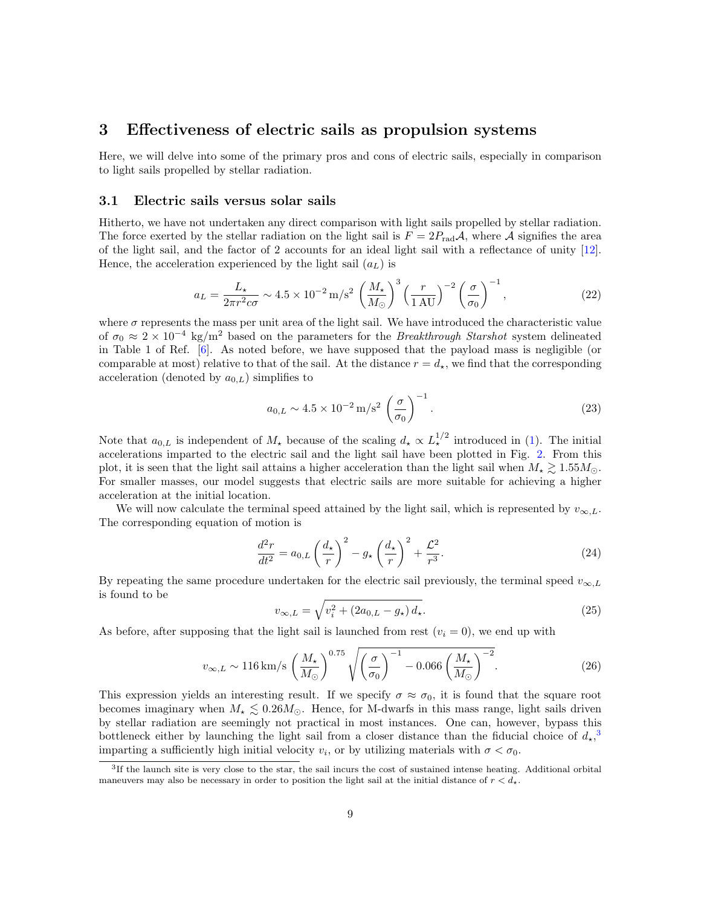# 3 Effectiveness of electric sails as propulsion systems

Here, we will delve into some of the primary pros and cons of electric sails, especially in comparison to light sails propelled by stellar radiation.

## 3.1 Electric sails versus solar sails

Hitherto, we have not undertaken any direct comparison with light sails propelled by stellar radiation. The force exerted by the stellar radiation on the light sail is $F = 2P_{\mathrm{rad}}\mathcal{A}$, where $\mathcal{A}$ signifies the area of the light sail, and the factor of 2 accounts for an ideal light sail with a reflectance of unity [12]. Hence, the acceleration experienced by the light sail ($a_L$) is

$$a_L = \frac{L_\star}{2\pi r^2 c \sigma} \sim 4.5 \times 10^{-2}\,\mathrm{m/s^2} \left(\frac{M_\star}{M_\odot}\right)^3 \left(\frac{r}{1\,\mathrm{AU}}\right)^{-2} \left(\frac{\sigma}{\sigma_0}\right)^{-1}, \tag{22}$$

where $\sigma$ represents the mass per unit area of the light sail. We have introduced the characteristic value of $\sigma_0 \approx 2 \times 10^{-4}$ kg/m$^2$ based on the parameters for the *Breakthrough Starshot* system delineated in Table 1 of Ref. [6]. As noted before, we have supposed that the payload mass is negligible (or comparable at most) relative to that of the sail. At the distance $r = d_\star$, we find that the corresponding acceleration (denoted by $a_{0,L}$) simplifies to

$$a_{0,L} \sim 4.5 \times 10^{-2}\,\mathrm{m/s^2} \left(\frac{\sigma}{\sigma_0}\right)^{-1}. \tag{23}$$

Note that $a_{0,L}$ is independent of $M_\star$ because of the scaling $d_\star \propto L_\star^{1/2}$ introduced in (1). The initial accelerations imparted to the electric sail and the light sail have been plotted in Fig. 2. From this plot, it is seen that the light sail attains a higher acceleration than the light sail when $M_\star \gtrsim 1.55 M_\odot$. For smaller masses, our model suggests that electric sails are more suitable for achieving a higher acceleration at the initial location.

We will now calculate the terminal speed attained by the light sail, which is represented by $v_{\infty,L}$. The corresponding equation of motion is

$$\frac{d^2 r}{dt^2} = a_{0,L}\left(\frac{d_\star}{r}\right)^2 - g_\star \left(\frac{d_\star}{r}\right)^2 + \frac{\mathcal{L}^2}{r^3}. \tag{24}$$

By repeating the same procedure undertaken for the electric sail previously, the terminal speed $v_{\infty,L}$ is found to be

$$v_{\infty,L} = \sqrt{v_i^2 + \left(2a_{0,L} - g_\star\right) d_\star}. \tag{25}$$

As before, after supposing that the light sail is launched from rest ($v_i = 0$), we end up with

$$v_{\infty,L} \sim 116\,\mathrm{km/s} \left(\frac{M_\star}{M_\odot}\right)^{0.75} \sqrt{\left(\frac{\sigma}{\sigma_0}\right)^{-1} - 0.066\left(\frac{M_\star}{M_\odot}\right)^{-2}}. \tag{26}$$

This expression yields an interesting result. If we specify $\sigma \approx \sigma_0$, it is found that the square root becomes imaginary when $M_\star \lesssim 0.26 M_\odot$. Hence, for M-dwarfs in this mass range, light sails driven by stellar radiation are seemingly not practical in most instances. One can, however, bypass this bottleneck either by launching the light sail from a closer distance than the fiducial choice of $d_\star$,[3] imparting a sufficiently high initial velocity $v_i$, or by utilizing materials with $\sigma < \sigma_0$.

[3] If the launch site is very close to the star, the sail incurs the cost of sustained intense heating. Additional orbital maneuvers may also be necessary in order to position the light sail at the initial distance of $r < d_\star$.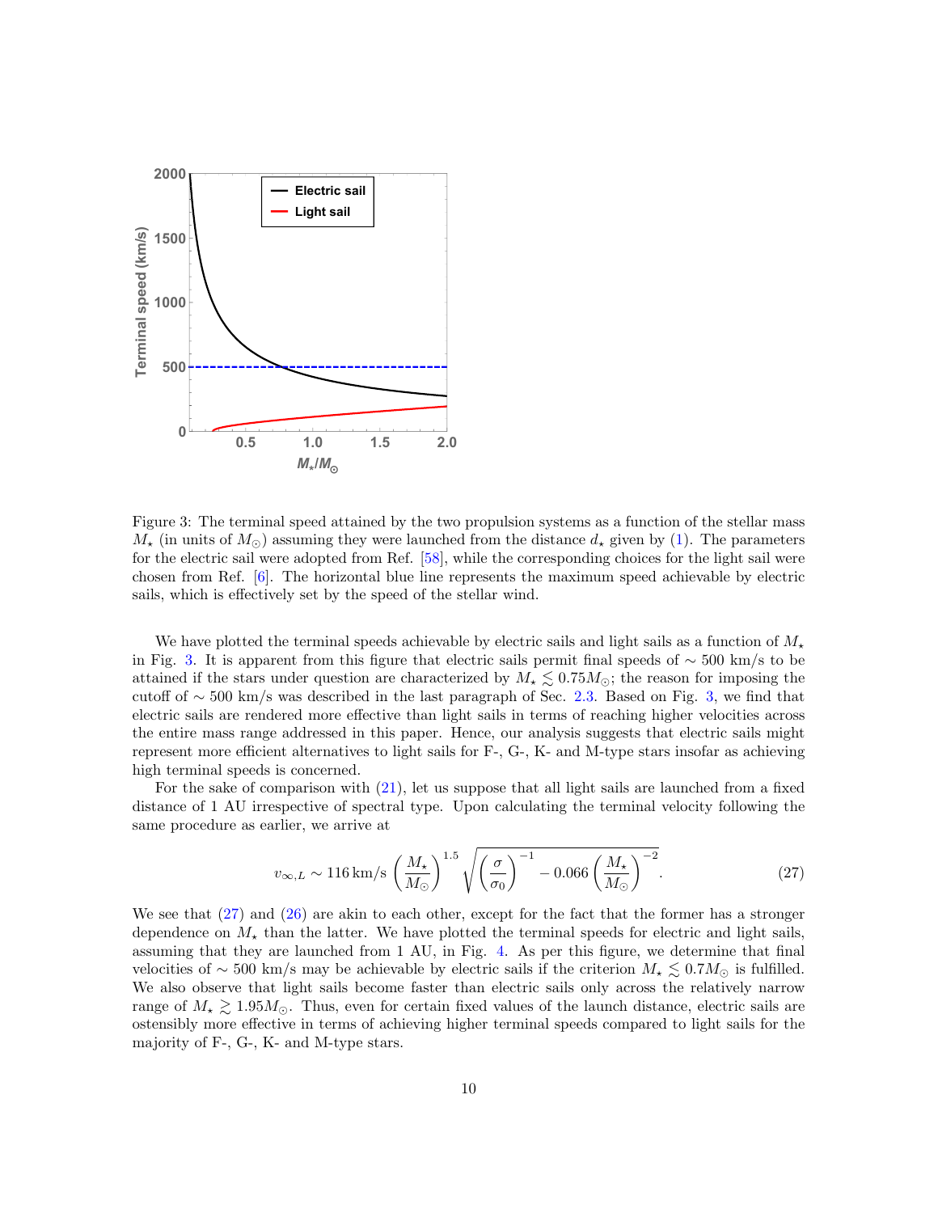Figure 3: The terminal speed attained by the two propulsion systems as a function of the stellar mass $M_\star$ (in units of $M_\odot$) assuming they were launched from the distance $d_\star$ given by (1). The parameters for the electric sail were adopted from Ref. [58], while the corresponding choices for the light sail were chosen from Ref. [6]. The horizontal blue line represents the maximum speed achievable by electric sails, which is effectively set by the speed of the stellar wind.

We have plotted the terminal speeds achievable by electric sails and light sails as a function of $M_\star$ in Fig. 3. It is apparent from this figure that electric sails permit final speeds of $\sim 500$ km/s to be attained if the stars under question are characterized by $M_\star \lesssim 0.75 M_\odot$; the reason for imposing the cutoff of $\sim 500$ km/s was described in the last paragraph of Sec. 2.3. Based on Fig. 3, we find that electric sails are rendered more effective than light sails in terms of reaching higher velocities across the entire mass range addressed in this paper. Hence, our analysis suggests that electric sails might represent more efficient alternatives to light sails for F-, G-, K- and M-type stars insofar as achieving high terminal speeds is concerned.

For the sake of comparison with (21), let us suppose that all light sails are launched from a fixed distance of 1 AU irrespective of spectral type. Upon calculating the terminal velocity following the same procedure as earlier, we arrive at

$$v_{\infty,L} \sim 116\,\mathrm{km/s}\left(\frac{M_\star}{M_\odot}\right)^{1.5}\sqrt{\left(\frac{\sigma}{\sigma_0}\right)^{-1} - 0.066\left(\frac{M_\star}{M_\odot}\right)^{-2}}. \tag{27}$$

We see that (27) and (26) are akin to each other, except for the fact that the former has a stronger dependence on $M_\star$ than the latter. We have plotted the terminal speeds for electric and light sails, assuming that they are launched from 1 AU, in Fig. 4. As per this figure, we determine that final velocities of $\sim 500$ km/s may be achievable by electric sails if the criterion $M_\star \lesssim 0.7 M_\odot$ is fulfilled. We also observe that light sails become faster than electric sails only across the relatively narrow range of $M_\star \gtrsim 1.95 M_\odot$. Thus, even for certain fixed values of the launch distance, electric sails are ostensibly more effective in terms of achieving higher terminal speeds compared to light sails for the majority of F-, G-, K- and M-type stars.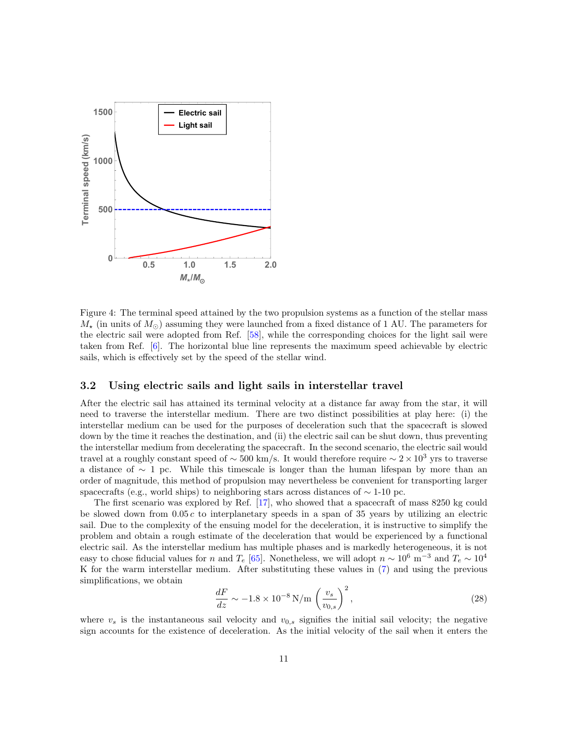Figure 4: The terminal speed attained by the two propulsion systems as a function of the stellar mass $M_\star$ (in units of $M_\odot$) assuming they were launched from a fixed distance of 1 AU. The parameters for the electric sail were adopted from Ref. [58], while the corresponding choices for the light sail were taken from Ref. [6]. The horizontal blue line represents the maximum speed achievable by electric sails, which is effectively set by the speed of the stellar wind.

### 3.2 Using electric sails and light sails in interstellar travel

After the electric sail has attained its terminal velocity at a distance far away from the star, it will need to traverse the interstellar medium. There are two distinct possibilities at play here: (i) the interstellar medium can be used for the purposes of deceleration such that the spacecraft is slowed down by the time it reaches the destination, and (ii) the electric sail can be shut down, thus preventing the interstellar medium from decelerating the spacecraft. In the second scenario, the electric sail would travel at a roughly constant speed of $\sim 500$ km/s. It would therefore require $\sim 2 \times 10^3$ yrs to traverse a distance of $\sim 1$ pc. While this timescale is longer than the human lifespan by more than an order of magnitude, this method of propulsion may nevertheless be convenient for transporting larger spacecrafts (e.g., world ships) to neighboring stars across distances of $\sim$ 1-10 pc.

The first scenario was explored by Ref. [17], who showed that a spacecraft of mass 8250 kg could be slowed down from $0.05\,c$ to interplanetary speeds in a span of 35 years by utilizing an electric sail. Due to the complexity of the ensuing model for the deceleration, it is instructive to simplify the problem and obtain a rough estimate of the deceleration that would be experienced by a functional electric sail. As the interstellar medium has multiple phases and is markedly heterogeneous, it is not easy to chose fiducial values for $n$ and $T_e$ [65]. Nonetheless, we will adopt $n \sim 10^6$ m$^{-3}$ and $T_e \sim 10^4$ K for the warm interstellar medium. After substituting these values in (7) and using the previous simplifications, we obtain

$$\frac{dF}{dz} \sim -1.8 \times 10^{-8}\,\mathrm{N/m} \left(\frac{v_s}{v_{0,s}}\right)^2, \tag{28}$$

where $v_s$ is the instantaneous sail velocity and $v_{0,s}$ signifies the initial sail velocity; the negative sign accounts for the existence of deceleration. As the initial velocity of the sail when it enters the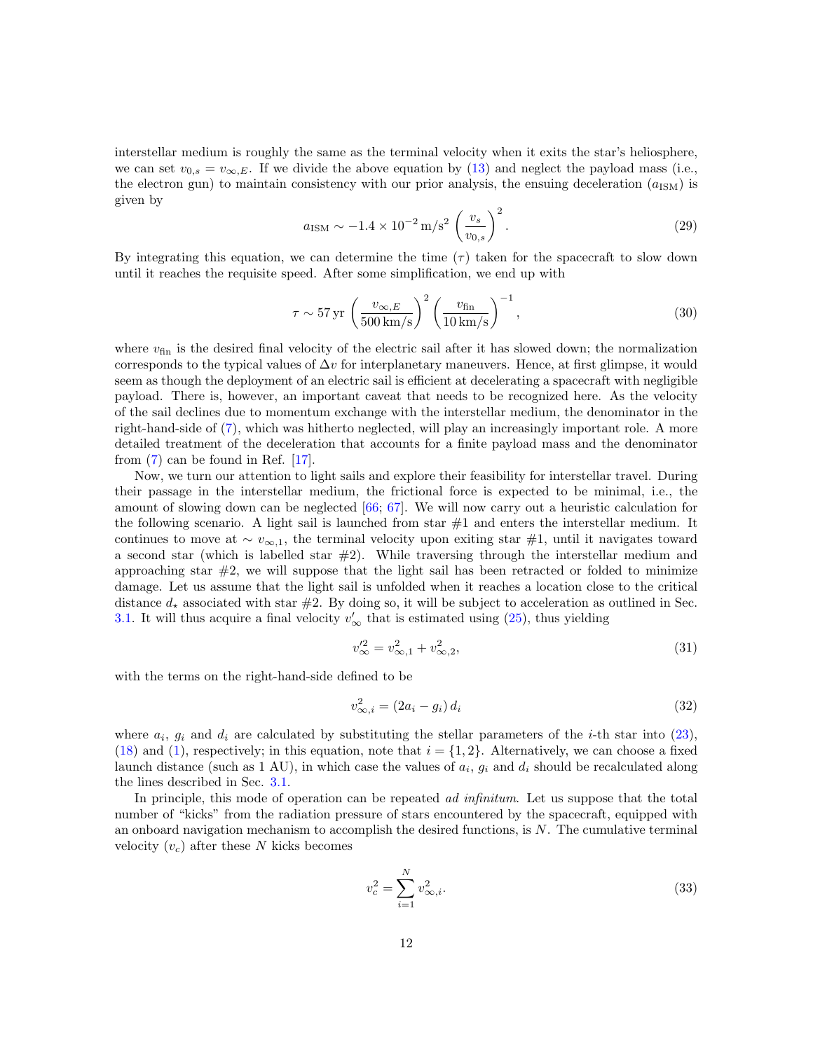interstellar medium is roughly the same as the terminal velocity when it exits the star's heliosphere, we can set $v_{0,s} = v_{\infty,E}$. If we divide the above equation by (13) and neglect the payload mass (i.e., the electron gun) to maintain consistency with our prior analysis, the ensuing deceleration ($a_{\rm ISM}$) is given by

$$a_{\rm ISM} \sim -1.4 \times 10^{-2}\,\mathrm{m/s^2} \left(\frac{v_s}{v_{0,s}}\right)^2. \tag{29}$$

By integrating this equation, we can determine the time ($\tau$) taken for the spacecraft to slow down until it reaches the requisite speed. After some simplification, we end up with

$$\tau \sim 57\,\mathrm{yr} \left(\frac{v_{\infty,E}}{500\,\mathrm{km/s}}\right)^2 \left(\frac{v_{\rm fin}}{10\,\mathrm{km/s}}\right)^{-1}, \tag{30}$$

where $v_{\rm fin}$ is the desired final velocity of the electric sail after it has slowed down; the normalization corresponds to the typical values of $\Delta v$ for interplanetary maneuvers. Hence, at first glimpse, it would seem as though the deployment of an electric sail is efficient at decelerating a spacecraft with negligible payload. There is, however, an important caveat that needs to be recognized here. As the velocity of the sail declines due to momentum exchange with the interstellar medium, the denominator in the right-hand-side of (7), which was hitherto neglected, will play an increasingly important role. A more detailed treatment of the deceleration that accounts for a finite payload mass and the denominator from (7) can be found in Ref. [17].

Now, we turn our attention to light sails and explore their feasibility for interstellar travel. During their passage in the interstellar medium, the frictional force is expected to be minimal, i.e., the amount of slowing down can be neglected [66; 67]. We will now carry out a heuristic calculation for the following scenario. A light sail is launched from star #1 and enters the interstellar medium. It continues to move at $\sim v_{\infty,1}$, the terminal velocity upon exiting star #1, until it navigates toward a second star (which is labelled star #2). While traversing through the interstellar medium and approaching star #2, we will suppose that the light sail has been retracted or folded to minimize damage. Let us assume that the light sail is unfolded when it reaches a location close to the critical distance $d_\star$ associated with star #2. By doing so, it will be subject to acceleration as outlined in Sec. 3.1. It will thus acquire a final velocity $v'_\infty$ that is estimated using (25), thus yielding

$$v'^2_\infty = v^2_{\infty,1} + v^2_{\infty,2}, \tag{31}$$

with the terms on the right-hand-side defined to be

$$v^2_{\infty,i} = \left(2a_i - g_i\right) d_i \tag{32}$$

where $a_i$, $g_i$ and $d_i$ are calculated by substituting the stellar parameters of the $i$-th star into (23), (18) and (1), respectively; in this equation, note that $i = \{1, 2\}$. Alternatively, we can choose a fixed launch distance (such as 1 AU), in which case the values of $a_i$, $g_i$ and $d_i$ should be recalculated along the lines described in Sec. 3.1.

In principle, this mode of operation can be repeated *ad infinitum*. Let us suppose that the total number of "kicks" from the radiation pressure of stars encountered by the spacecraft, equipped with an onboard navigation mechanism to accomplish the desired functions, is $N$. The cumulative terminal velocity ($v_c$) after these $N$ kicks becomes

$$v_c^2 = \sum_{i=1}^{N} v^2_{\infty,i}. \tag{33}$$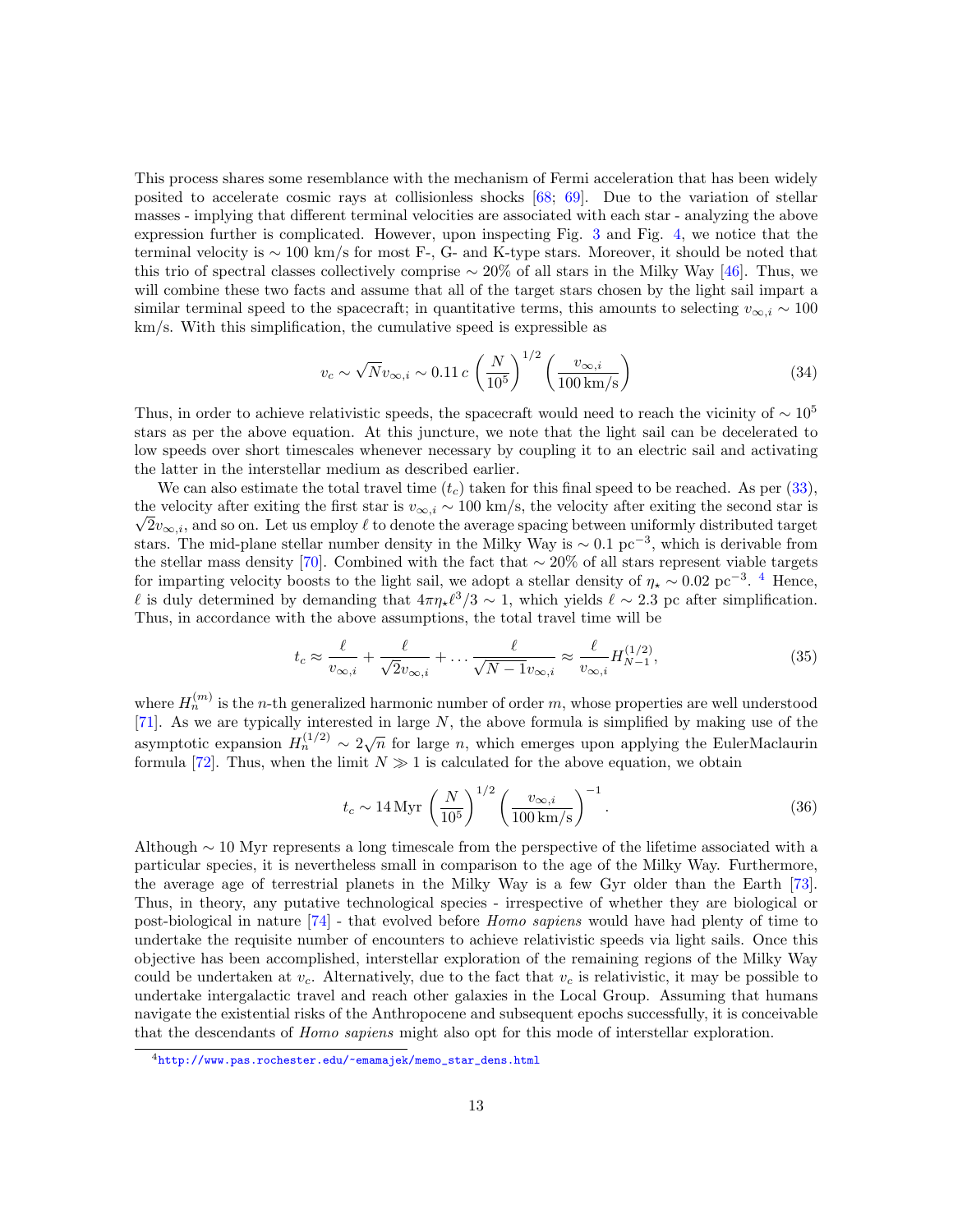This process shares some resemblance with the mechanism of Fermi acceleration that has been widely posited to accelerate cosmic rays at collisionless shocks [68; 69]. Due to the variation of stellar masses - implying that different terminal velocities are associated with each star - analyzing the above expression further is complicated. However, upon inspecting Fig. 3 and Fig. 4, we notice that the terminal velocity is $\sim 100$ km/s for most F-, G- and K-type stars. Moreover, it should be noted that this trio of spectral classes collectively comprise $\sim 20\%$ of all stars in the Milky Way [46]. Thus, we will combine these two facts and assume that all of the target stars chosen by the light sail impart a similar terminal speed to the spacecraft; in quantitative terms, this amounts to selecting $v_{\infty,i} \sim 100$ km/s. With this simplification, the cumulative speed is expressible as

$$v_c \sim \sqrt{N} v_{\infty,i} \sim 0.11\, c \left(\frac{N}{10^5}\right)^{1/2} \left(\frac{v_{\infty,i}}{100\,\mathrm{km/s}}\right) \tag{34}$$

Thus, in order to achieve relativistic speeds, the spacecraft would need to reach the vicinity of $\sim 10^5$ stars as per the above equation. At this juncture, we note that the light sail can be decelerated to low speeds over short timescales whenever necessary by coupling it to an electric sail and activating the latter in the interstellar medium as described earlier.

We can also estimate the total travel time ($t_c$) taken for this final speed to be reached. As per (33), the velocity after exiting the first star is $v_{\infty,i} \sim 100$ km/s, the velocity after exiting the second star is $\sqrt{2} v_{\infty,i}$, and so on. Let us employ $\ell$ to denote the average spacing between uniformly distributed target stars. The mid-plane stellar number density in the Milky Way is $\sim 0.1$ pc$^{-3}$, which is derivable from the stellar mass density [70]. Combined with the fact that $\sim 20\%$ of all stars represent viable targets for imparting velocity boosts to the light sail, we adopt a stellar density of $\eta_\star \sim 0.02$ pc$^{-3}$. [4] Hence, $\ell$ is duly determined by demanding that $4\pi\eta_\star \ell^3/3 \sim 1$, which yields $\ell \sim 2.3$ pc after simplification. Thus, in accordance with the above assumptions, the total travel time will be

$$t_c \approx \frac{\ell}{v_{\infty,i}} + \frac{\ell}{\sqrt{2} v_{\infty,i}} + \dots \frac{\ell}{\sqrt{N-1}\, v_{\infty,i}} \approx \frac{\ell}{v_{\infty,i}} H_{N-1}^{(1/2)}, \tag{35}$$

where $H_n^{(m)}$ is the $n$-th generalized harmonic number of order $m$, whose properties are well understood [71]. As we are typically interested in large $N$, the above formula is simplified by making use of the asymptotic expansion $H_n^{(1/2)} \sim 2\sqrt{n}$ for large $n$, which emerges upon applying the EulerMaclaurin formula [72]. Thus, when the limit $N \gg 1$ is calculated for the above equation, we obtain

$$t_c \sim 14\,\mathrm{Myr} \left(\frac{N}{10^5}\right)^{1/2} \left(\frac{v_{\infty,i}}{100\,\mathrm{km/s}}\right)^{-1}. \tag{36}$$

Although $\sim 10$ Myr represents a long timescale from the perspective of the lifetime associated with a particular species, it is nevertheless small in comparison to the age of the Milky Way. Furthermore, the average age of terrestrial planets in the Milky Way is a few Gyr older than the Earth [73]. Thus, in theory, any putative technological species - irrespective of whether they are biological or post-biological in nature [74] - that evolved before *Homo sapiens* would have had plenty of time to undertake the requisite number of encounters to achieve relativistic speeds via light sails. Once this objective has been accomplished, interstellar exploration of the remaining regions of the Milky Way could be undertaken at $v_c$. Alternatively, due to the fact that $v_c$ is relativistic, it may be possible to undertake intergalactic travel and reach other galaxies in the Local Group. Assuming that humans navigate the existential risks of the Anthropocene and subsequent epochs successfully, it is conceivable that the descendants of *Homo sapiens* might also opt for this mode of interstellar exploration.

[4] http://www.pas.rochester.edu/~emamajek/memo_star_dens.html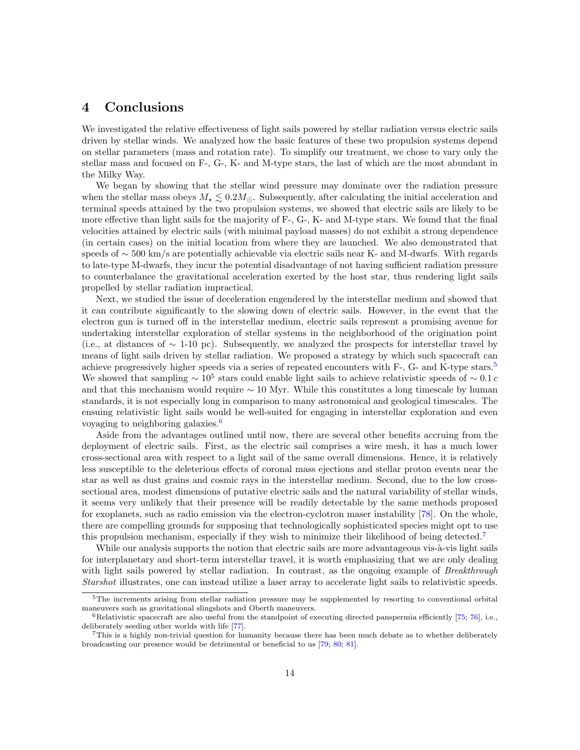# 4 Conclusions

We investigated the relative effectiveness of light sails powered by stellar radiation versus electric sails driven by stellar winds. We analyzed how the basic features of these two propulsion systems depend on stellar parameters (mass and rotation rate). To simplify our treatment, we chose to vary only the stellar mass and focused on F-, G-, K- and M-type stars, the last of which are the most abundant in the Milky Way.

We began by showing that the stellar wind pressure may dominate over the radiation pressure when the stellar mass obeys $M_\star \lesssim 0.2 M_\odot$. Subsequently, after calculating the initial acceleration and terminal speeds attained by the two propulsion systems, we showed that electric sails are likely to be more effective than light sails for the majority of F-, G-, K- and M-type stars. We found that the final velocities attained by electric sails (with minimal payload masses) do not exhibit a strong dependence (in certain cases) on the initial location from where they are launched. We also demonstrated that speeds of $\sim 500$ km/s are potentially achievable via electric sails near K- and M-dwarfs. With regards to late-type M-dwarfs, they incur the potential disadvantage of not having sufficient radiation pressure to counterbalance the gravitational acceleration exerted by the host star, thus rendering light sails propelled by stellar radiation impractical.

Next, we studied the issue of deceleration engendered by the interstellar medium and showed that it can contribute significantly to the slowing down of electric sails. However, in the event that the electron gun is turned off in the interstellar medium, electric sails represent a promising avenue for undertaking interstellar exploration of stellar systems in the neighborhood of the origination point (i.e., at distances of $\sim$ 1-10 pc). Subsequently, we analyzed the prospects for interstellar travel by means of light sails driven by stellar radiation. We proposed a strategy by which such spacecraft can achieve progressively higher speeds via a series of repeated encounters with F-, G- and K-type stars.[5] We showed that sampling $\sim 10^5$ stars could enable light sails to achieve relativistic speeds of $\sim 0.1\,c$ and that this mechanism would require $\sim 10$ Myr. While this constitutes a long timescale by human standards, it is not especially long in comparison to many astronomical and geological timescales. The ensuing relativistic light sails would be well-suited for engaging in interstellar exploration and even voyaging to neighboring galaxies.[6]

Aside from the advantages outlined until now, there are several other benefits accruing from the deployment of electric sails. First, as the electric sail comprises a wire mesh, it has a much lower cross-sectional area with respect to a light sail of the same overall dimensions. Hence, it is relatively less susceptible to the deleterious effects of coronal mass ejections and stellar proton events near the star as well as dust grains and cosmic rays in the interstellar medium. Second, due to the low cross-sectional area, modest dimensions of putative electric sails and the natural variability of stellar winds, it seems very unlikely that their presence will be readily detectable by the same methods proposed for exoplanets, such as radio emission via the electron-cyclotron maser instability [78]. On the whole, there are compelling grounds for supposing that technologically sophisticated species might opt to use this propulsion mechanism, especially if they wish to minimize their likelihood of being detected.[7]

While our analysis supports the notion that electric sails are more advantageous vis-à-vis light sails for interplanetary and short-term interstellar travel, it is worth emphasizing that we are only dealing with light sails powered by stellar radiation. In contrast, as the ongoing example of *Breakthrough Starshot* illustrates, one can instead utilize a laser array to accelerate light sails to relativistic speeds.

[5] The increments arising from stellar radiation pressure may be supplemented by resorting to conventional orbital maneuvers such as gravitational slingshots and Oberth maneuvers.

[6] Relativistic spacecraft are also useful from the standpoint of executing directed panspermia efficiently [75; 76], i.e., deliberately seeding other worlds with life [77].

[7] This is a highly non-trivial question for humanity because there has been much debate as to whether deliberately broadcasting our presence would be detrimental or beneficial to us [79; 80; 81].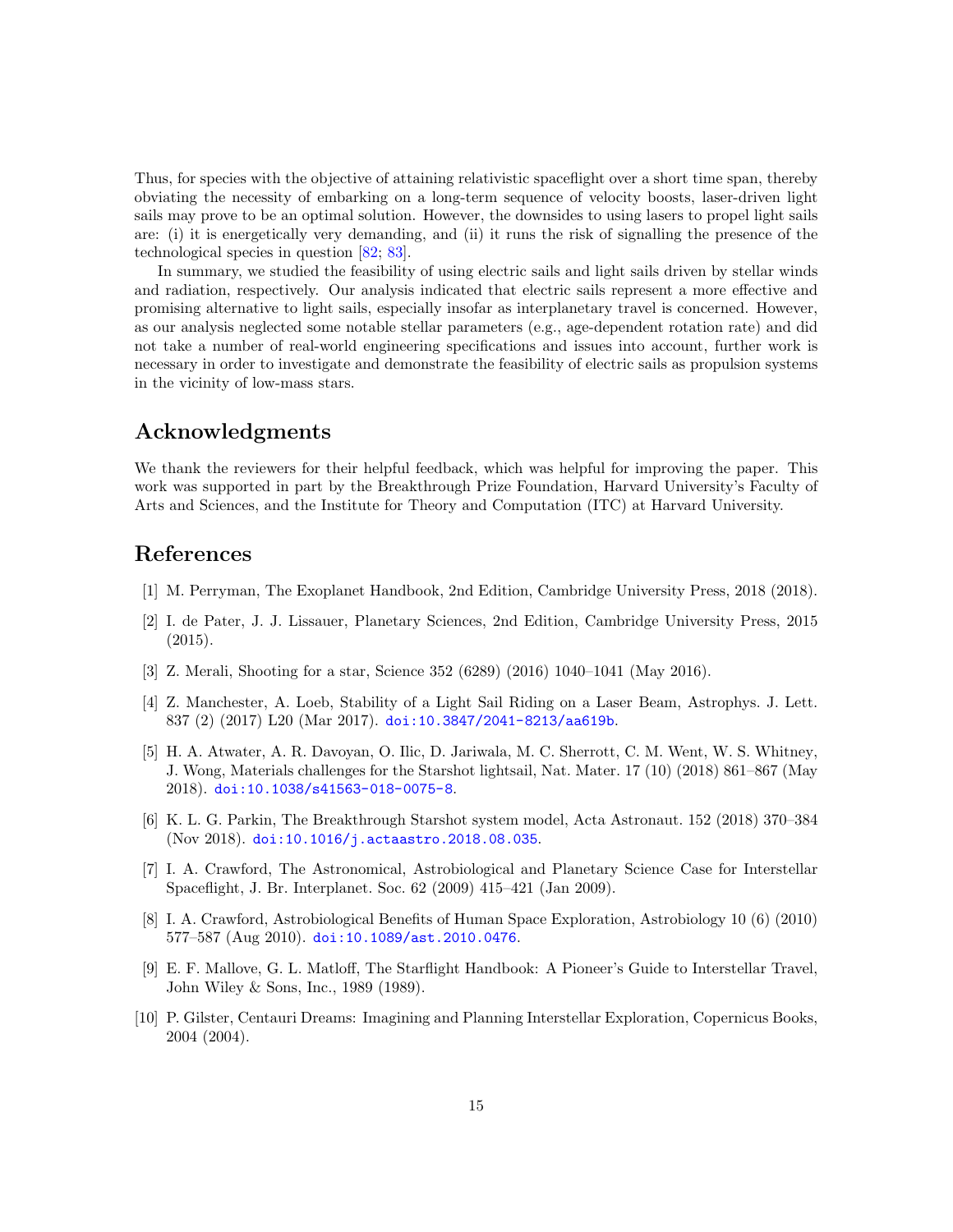Thus, for species with the objective of attaining relativistic spaceflight over a short time span, thereby obviating the necessity of embarking on a long-term sequence of velocity boosts, laser-driven light sails may prove to be an optimal solution. However, the downsides to using lasers to propel light sails are: (i) it is energetically very demanding, and (ii) it runs the risk of signalling the presence of the technological species in question [82; 83].

In summary, we studied the feasibility of using electric sails and light sails driven by stellar winds and radiation, respectively. Our analysis indicated that electric sails represent a more effective and promising alternative to light sails, especially insofar as interplanetary travel is concerned. However, as our analysis neglected some notable stellar parameters (e.g., age-dependent rotation rate) and did not take a number of real-world engineering specifications and issues into account, further work is necessary in order to investigate and demonstrate the feasibility of electric sails as propulsion systems in the vicinity of low-mass stars.

## Acknowledgments

We thank the reviewers for their helpful feedback, which was helpful for improving the paper. This work was supported in part by the Breakthrough Prize Foundation, Harvard University's Faculty of Arts and Sciences, and the Institute for Theory and Computation (ITC) at Harvard University.

## References

[1] M. Perryman, The Exoplanet Handbook, 2nd Edition, Cambridge University Press, 2018 (2018).

[2] I. de Pater, J. J. Lissauer, Planetary Sciences, 2nd Edition, Cambridge University Press, 2015 (2015).

[3] Z. Merali, Shooting for a star, Science 352 (6289) (2016) 1040–1041 (May 2016).

[4] Z. Manchester, A. Loeb, Stability of a Light Sail Riding on a Laser Beam, Astrophys. J. Lett. 837 (2) (2017) L20 (Mar 2017). doi:10.3847/2041-8213/aa619b.

[5] H. A. Atwater, A. R. Davoyan, O. Ilic, D. Jariwala, M. C. Sherrott, C. M. Went, W. S. Whitney, J. Wong, Materials challenges for the Starshot lightsail, Nat. Mater. 17 (10) (2018) 861–867 (May 2018). doi:10.1038/s41563-018-0075-8.

[6] K. L. G. Parkin, The Breakthrough Starshot system model, Acta Astronaut. 152 (2018) 370–384 (Nov 2018). doi:10.1016/j.actaastro.2018.08.035.

[7] I. A. Crawford, The Astronomical, Astrobiological and Planetary Science Case for Interstellar Spaceflight, J. Br. Interplanet. Soc. 62 (2009) 415–421 (Jan 2009).

[8] I. A. Crawford, Astrobiological Benefits of Human Space Exploration, Astrobiology 10 (6) (2010) 577–587 (Aug 2010). doi:10.1089/ast.2010.0476.

[9] E. F. Mallove, G. L. Matloff, The Starflight Handbook: A Pioneer's Guide to Interstellar Travel, John Wiley & Sons, Inc., 1989 (1989).

[10] P. Gilster, Centauri Dreams: Imagining and Planning Interstellar Exploration, Copernicus Books, 2004 (2004).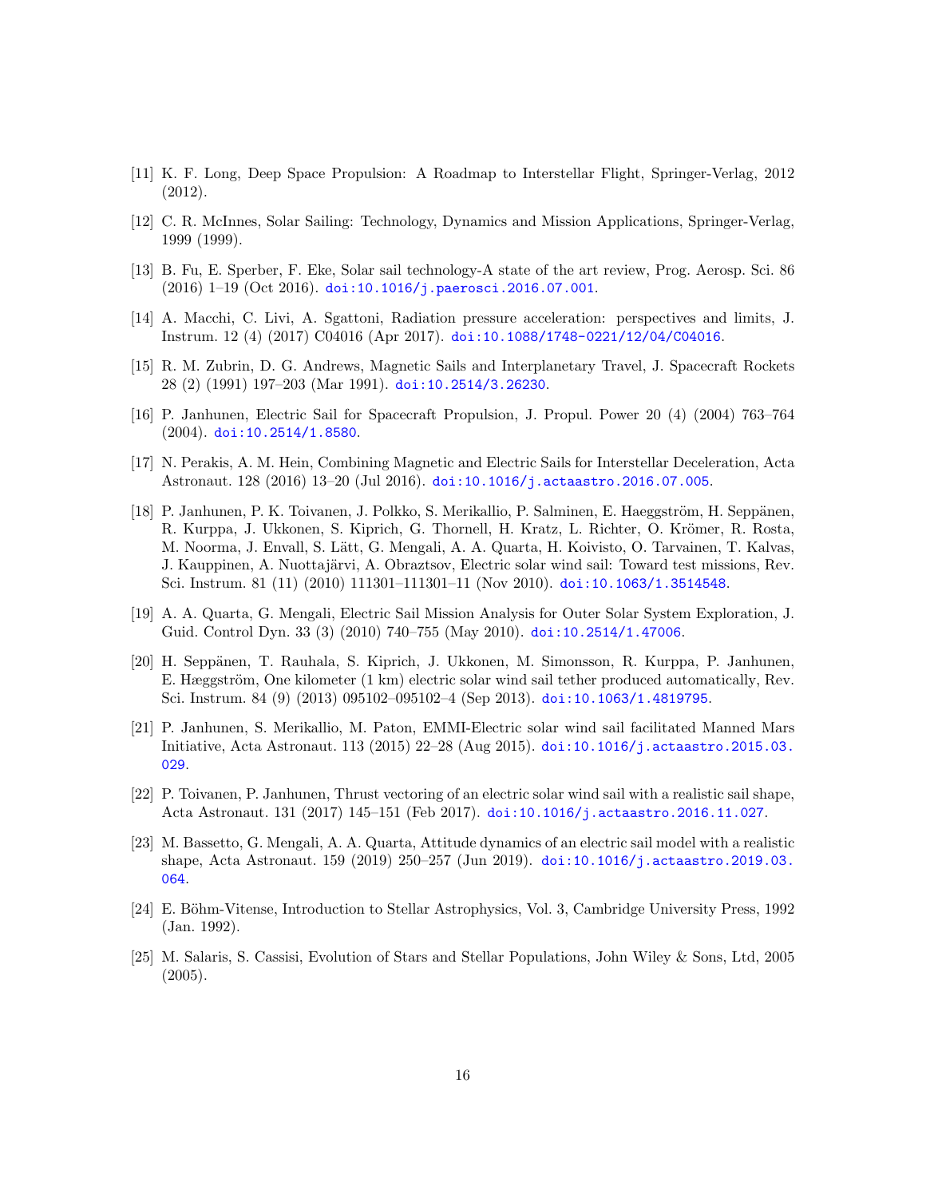[11] K. F. Long, Deep Space Propulsion: A Roadmap to Interstellar Flight, Springer-Verlag, 2012 (2012).

[12] C. R. McInnes, Solar Sailing: Technology, Dynamics and Mission Applications, Springer-Verlag, 1999 (1999).

[13] B. Fu, E. Sperber, F. Eke, Solar sail technology-A state of the art review, Prog. Aerosp. Sci. 86 (2016) 1–19 (Oct 2016). doi:10.1016/j.paerosci.2016.07.001.

[14] A. Macchi, C. Livi, A. Sgattoni, Radiation pressure acceleration: perspectives and limits, J. Instrum. 12 (4) (2017) C04016 (Apr 2017). doi:10.1088/1748-0221/12/04/C04016.

[15] R. M. Zubrin, D. G. Andrews, Magnetic Sails and Interplanetary Travel, J. Spacecraft Rockets 28 (2) (1991) 197–203 (Mar 1991). doi:10.2514/3.26230.

[16] P. Janhunen, Electric Sail for Spacecraft Propulsion, J. Propul. Power 20 (4) (2004) 763–764 (2004). doi:10.2514/1.8580.

[17] N. Perakis, A. M. Hein, Combining Magnetic and Electric Sails for Interstellar Deceleration, Acta Astronaut. 128 (2016) 13–20 (Jul 2016). doi:10.1016/j.actaastro.2016.07.005.

[18] P. Janhunen, P. K. Toivanen, J. Polkko, S. Merikallio, P. Salminen, E. Haeggström, H. Seppänen, R. Kurppa, J. Ukkonen, S. Kiprich, G. Thornell, H. Kratz, L. Richter, O. Krömer, R. Rosta, M. Noorma, J. Envall, S. Lätt, G. Mengali, A. A. Quarta, H. Koivisto, O. Tarvainen, T. Kalvas, J. Kauppinen, A. Nuottajärvi, A. Obraztsov, Electric solar wind sail: Toward test missions, Rev. Sci. Instrum. 81 (11) (2010) 111301–111301–11 (Nov 2010). doi:10.1063/1.3514548.

[19] A. A. Quarta, G. Mengali, Electric Sail Mission Analysis for Outer Solar System Exploration, J. Guid. Control Dyn. 33 (3) (2010) 740–755 (May 2010). doi:10.2514/1.47006.

[20] H. Seppänen, T. Rauhala, S. Kiprich, J. Ukkonen, M. Simonsson, R. Kurppa, P. Janhunen, E. Hæggström, One kilometer (1 km) electric solar wind sail tether produced automatically, Rev. Sci. Instrum. 84 (9) (2013) 095102–095102–4 (Sep 2013). doi:10.1063/1.4819795.

[21] P. Janhunen, S. Merikallio, M. Paton, EMMI-Electric solar wind sail facilitated Manned Mars Initiative, Acta Astronaut. 113 (2015) 22–28 (Aug 2015). doi:10.1016/j.actaastro.2015.03.029.

[22] P. Toivanen, P. Janhunen, Thrust vectoring of an electric solar wind sail with a realistic sail shape, Acta Astronaut. 131 (2017) 145–151 (Feb 2017). doi:10.1016/j.actaastro.2016.11.027.

[23] M. Bassetto, G. Mengali, A. A. Quarta, Attitude dynamics of an electric sail model with a realistic shape, Acta Astronaut. 159 (2019) 250–257 (Jun 2019). doi:10.1016/j.actaastro.2019.03.064.

[24] E. Böhm-Vitense, Introduction to Stellar Astrophysics, Vol. 3, Cambridge University Press, 1992 (Jan. 1992).

[25] M. Salaris, S. Cassisi, Evolution of Stars and Stellar Populations, John Wiley & Sons, Ltd, 2005 (2005).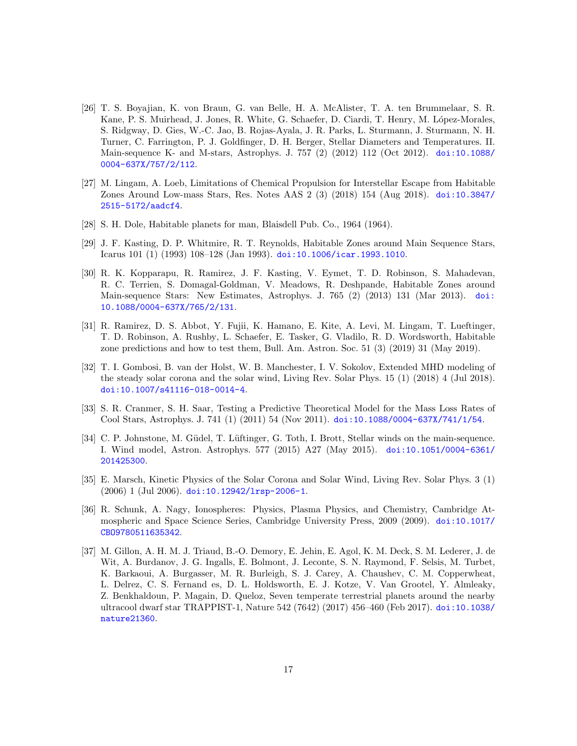[26] T. S. Boyajian, K. von Braun, G. van Belle, H. A. McAlister, T. A. ten Brummelaar, S. R. Kane, P. S. Muirhead, J. Jones, R. White, G. Schaefer, D. Ciardi, T. Henry, M. López-Morales, S. Ridgway, D. Gies, W.-C. Jao, B. Rojas-Ayala, J. R. Parks, L. Sturmann, J. Sturmann, N. H. Turner, C. Farrington, P. J. Goldfinger, D. H. Berger, Stellar Diameters and Temperatures. II. Main-sequence K- and M-stars, Astrophys. J. 757 (2) (2012) 112 (Oct 2012). doi:10.1088/0004-637X/757/2/112.

[27] M. Lingam, A. Loeb, Limitations of Chemical Propulsion for Interstellar Escape from Habitable Zones Around Low-mass Stars, Res. Notes AAS 2 (3) (2018) 154 (Aug 2018). doi:10.3847/2515-5172/aadcf4.

[28] S. H. Dole, Habitable planets for man, Blaisdell Pub. Co., 1964 (1964).

[29] J. F. Kasting, D. P. Whitmire, R. T. Reynolds, Habitable Zones around Main Sequence Stars, Icarus 101 (1) (1993) 108–128 (Jan 1993). doi:10.1006/icar.1993.1010.

[30] R. K. Kopparapu, R. Ramirez, J. F. Kasting, V. Eymet, T. D. Robinson, S. Mahadevan, R. C. Terrien, S. Domagal-Goldman, V. Meadows, R. Deshpande, Habitable Zones around Main-sequence Stars: New Estimates, Astrophys. J. 765 (2) (2013) 131 (Mar 2013). doi:10.1088/0004-637X/765/2/131.

[31] R. Ramirez, D. S. Abbot, Y. Fujii, K. Hamano, E. Kite, A. Levi, M. Lingam, T. Lueftinger, T. D. Robinson, A. Rushby, L. Schaefer, E. Tasker, G. Vladilo, R. D. Wordsworth, Habitable zone predictions and how to test them, Bull. Am. Astron. Soc. 51 (3) (2019) 31 (May 2019).

[32] T. I. Gombosi, B. van der Holst, W. B. Manchester, I. V. Sokolov, Extended MHD modeling of the steady solar corona and the solar wind, Living Rev. Solar Phys. 15 (1) (2018) 4 (Jul 2018). doi:10.1007/s41116-018-0014-4.

[33] S. R. Cranmer, S. H. Saar, Testing a Predictive Theoretical Model for the Mass Loss Rates of Cool Stars, Astrophys. J. 741 (1) (2011) 54 (Nov 2011). doi:10.1088/0004-637X/741/1/54.

[34] C. P. Johnstone, M. Güdel, T. Lüftinger, G. Toth, I. Brott, Stellar winds on the main-sequence. I. Wind model, Astron. Astrophys. 577 (2015) A27 (May 2015). doi:10.1051/0004-6361/201425300.

[35] E. Marsch, Kinetic Physics of the Solar Corona and Solar Wind, Living Rev. Solar Phys. 3 (1) (2006) 1 (Jul 2006). doi:10.12942/lrsp-2006-1.

[36] R. Schunk, A. Nagy, Ionospheres: Physics, Plasma Physics, and Chemistry, Cambridge Atmospheric and Space Science Series, Cambridge University Press, 2009 (2009). doi:10.1017/CBO9780511635342.

[37] M. Gillon, A. H. M. J. Triaud, B.-O. Demory, E. Jehin, E. Agol, K. M. Deck, S. M. Lederer, J. de Wit, A. Burdanov, J. G. Ingalls, E. Bolmont, J. Leconte, S. N. Raymond, F. Selsis, M. Turbet, K. Barkaoui, A. Burgasser, M. R. Burleigh, S. J. Carey, A. Chaushev, C. M. Copperwheat, L. Delrez, C. S. Fernand es, D. L. Holdsworth, E. J. Kotze, V. Van Grootel, Y. Almleaky, Z. Benkhaldoun, P. Magain, D. Queloz, Seven temperate terrestrial planets around the nearby ultracool dwarf star TRAPPIST-1, Nature 542 (7642) (2017) 456–460 (Feb 2017). doi:10.1038/nature21360.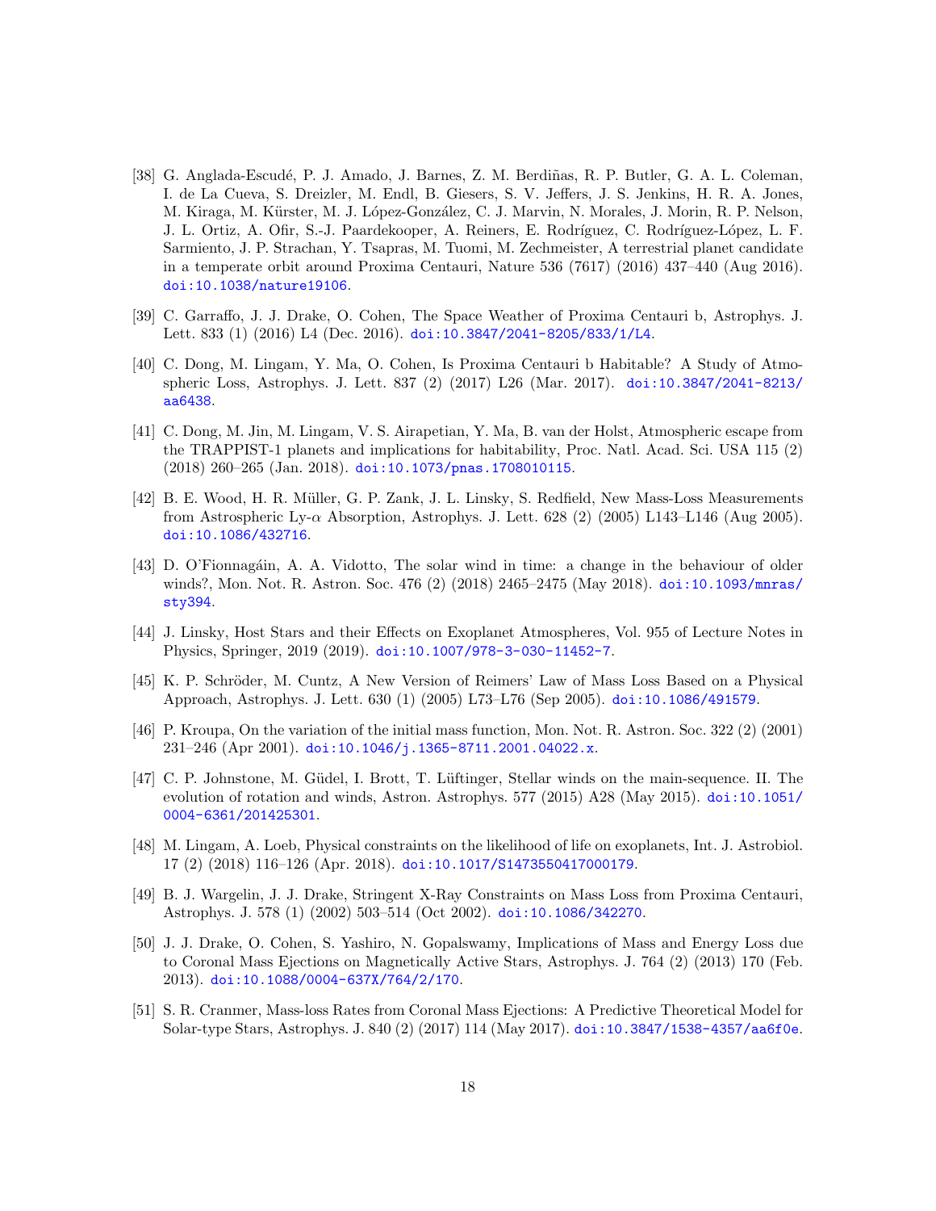[38] G. Anglada-Escudé, P. J. Amado, J. Barnes, Z. M. Berdiñas, R. P. Butler, G. A. L. Coleman, I. de La Cueva, S. Dreizler, M. Endl, B. Giesers, S. V. Jeffers, J. S. Jenkins, H. R. A. Jones, M. Kiraga, M. Kürster, M. J. López-González, C. J. Marvin, N. Morales, J. Morin, R. P. Nelson, J. L. Ortiz, A. Ofir, S.-J. Paardekooper, A. Reiners, E. Rodríguez, C. Rodríguez-López, L. F. Sarmiento, J. P. Strachan, Y. Tsapras, M. Tuomi, M. Zechmeister, A terrestrial planet candidate in a temperate orbit around Proxima Centauri, Nature 536 (7617) (2016) 437–440 (Aug 2016). doi:10.1038/nature19106.

[39] C. Garraffo, J. J. Drake, O. Cohen, The Space Weather of Proxima Centauri b, Astrophys. J. Lett. 833 (1) (2016) L4 (Dec. 2016). doi:10.3847/2041-8205/833/1/L4.

[40] C. Dong, M. Lingam, Y. Ma, O. Cohen, Is Proxima Centauri b Habitable? A Study of Atmospheric Loss, Astrophys. J. Lett. 837 (2) (2017) L26 (Mar. 2017). doi:10.3847/2041-8213/aa6438.

[41] C. Dong, M. Jin, M. Lingam, V. S. Airapetian, Y. Ma, B. van der Holst, Atmospheric escape from the TRAPPIST-1 planets and implications for habitability, Proc. Natl. Acad. Sci. USA 115 (2) (2018) 260–265 (Jan. 2018). doi:10.1073/pnas.1708010115.

[42] B. E. Wood, H. R. Müller, G. P. Zank, J. L. Linsky, S. Redfield, New Mass-Loss Measurements from Astrospheric Ly-$\alpha$ Absorption, Astrophys. J. Lett. 628 (2) (2005) L143–L146 (Aug 2005). doi:10.1086/432716.

[43] D. O'Fionnagáin, A. A. Vidotto, The solar wind in time: a change in the behaviour of older winds?, Mon. Not. R. Astron. Soc. 476 (2) (2018) 2465–2475 (May 2018). doi:10.1093/mnras/sty394.

[44] J. Linsky, Host Stars and their Effects on Exoplanet Atmospheres, Vol. 955 of Lecture Notes in Physics, Springer, 2019 (2019). doi:10.1007/978-3-030-11452-7.

[45] K. P. Schröder, M. Cuntz, A New Version of Reimers' Law of Mass Loss Based on a Physical Approach, Astrophys. J. Lett. 630 (1) (2005) L73–L76 (Sep 2005). doi:10.1086/491579.

[46] P. Kroupa, On the variation of the initial mass function, Mon. Not. R. Astron. Soc. 322 (2) (2001) 231–246 (Apr 2001). doi:10.1046/j.1365-8711.2001.04022.x.

[47] C. P. Johnstone, M. Güdel, I. Brott, T. Lüftinger, Stellar winds on the main-sequence. II. The evolution of rotation and winds, Astron. Astrophys. 577 (2015) A28 (May 2015). doi:10.1051/0004-6361/201425301.

[48] M. Lingam, A. Loeb, Physical constraints on the likelihood of life on exoplanets, Int. J. Astrobiol. 17 (2) (2018) 116–126 (Apr. 2018). doi:10.1017/S1473550417000179.

[49] B. J. Wargelin, J. J. Drake, Stringent X-Ray Constraints on Mass Loss from Proxima Centauri, Astrophys. J. 578 (1) (2002) 503–514 (Oct 2002). doi:10.1086/342270.

[50] J. J. Drake, O. Cohen, S. Yashiro, N. Gopalswamy, Implications of Mass and Energy Loss due to Coronal Mass Ejections on Magnetically Active Stars, Astrophys. J. 764 (2) (2013) 170 (Feb. 2013). doi:10.1088/0004-637X/764/2/170.

[51] S. R. Cranmer, Mass-loss Rates from Coronal Mass Ejections: A Predictive Theoretical Model for Solar-type Stars, Astrophys. J. 840 (2) (2017) 114 (May 2017). doi:10.3847/1538-4357/aa6f0e.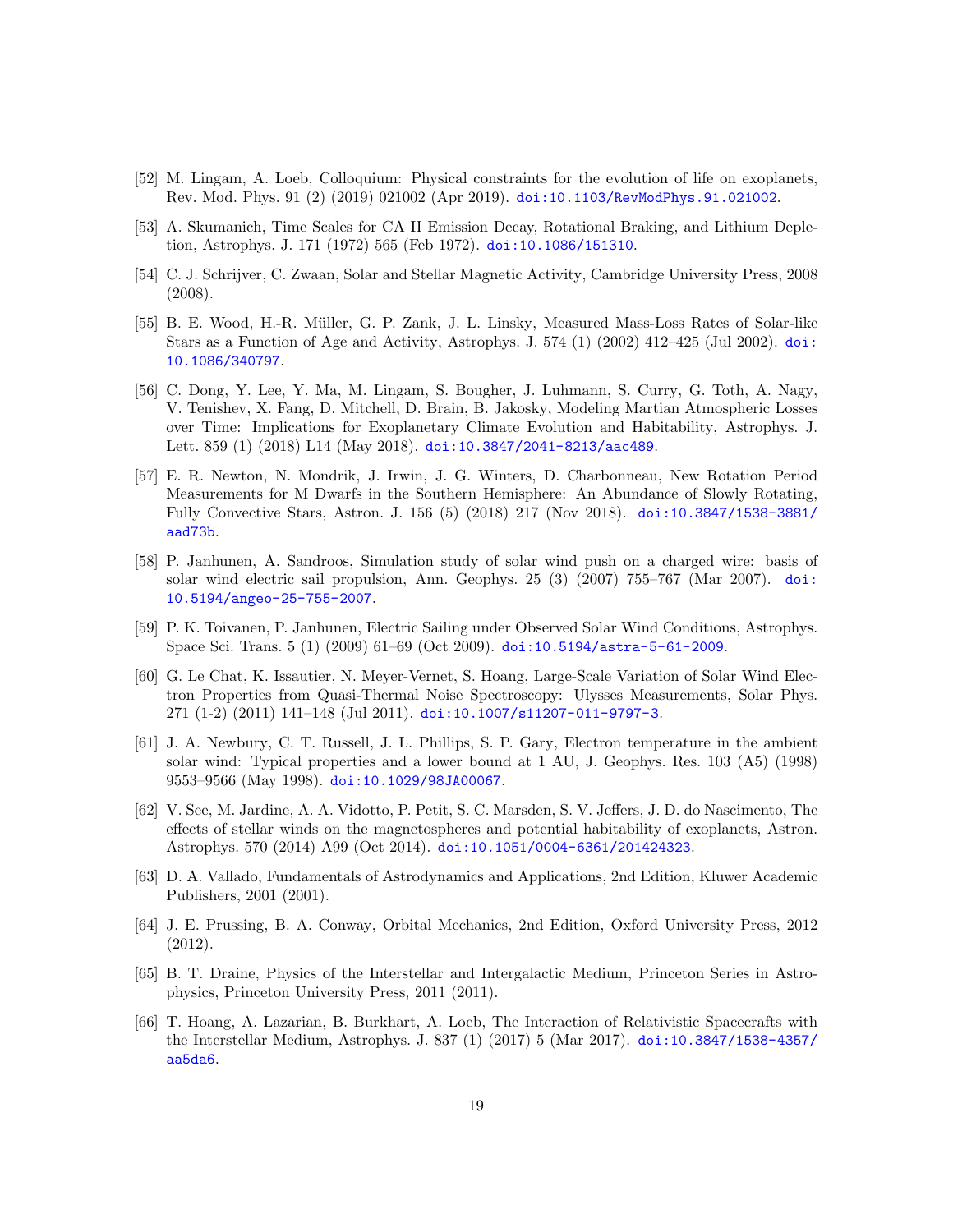[52] M. Lingam, A. Loeb, Colloquium: Physical constraints for the evolution of life on exoplanets, Rev. Mod. Phys. 91 (2) (2019) 021002 (Apr 2019). doi:10.1103/RevModPhys.91.021002.

[53] A. Skumanich, Time Scales for CA II Emission Decay, Rotational Braking, and Lithium Depletion, Astrophys. J. 171 (1972) 565 (Feb 1972). doi:10.1086/151310.

[54] C. J. Schrijver, C. Zwaan, Solar and Stellar Magnetic Activity, Cambridge University Press, 2008 (2008).

[55] B. E. Wood, H.-R. Müller, G. P. Zank, J. L. Linsky, Measured Mass-Loss Rates of Solar-like Stars as a Function of Age and Activity, Astrophys. J. 574 (1) (2002) 412–425 (Jul 2002). doi:10.1086/340797.

[56] C. Dong, Y. Lee, Y. Ma, M. Lingam, S. Bougher, J. Luhmann, S. Curry, G. Toth, A. Nagy, V. Tenishev, X. Fang, D. Mitchell, D. Brain, B. Jakosky, Modeling Martian Atmospheric Losses over Time: Implications for Exoplanetary Climate Evolution and Habitability, Astrophys. J. Lett. 859 (1) (2018) L14 (May 2018). doi:10.3847/2041-8213/aac489.

[57] E. R. Newton, N. Mondrik, J. Irwin, J. G. Winters, D. Charbonneau, New Rotation Period Measurements for M Dwarfs in the Southern Hemisphere: An Abundance of Slowly Rotating, Fully Convective Stars, Astron. J. 156 (5) (2018) 217 (Nov 2018). doi:10.3847/1538-3881/aad73b.

[58] P. Janhunen, A. Sandroos, Simulation study of solar wind push on a charged wire: basis of solar wind electric sail propulsion, Ann. Geophys. 25 (3) (2007) 755–767 (Mar 2007). doi:10.5194/angeo-25-755-2007.

[59] P. K. Toivanen, P. Janhunen, Electric Sailing under Observed Solar Wind Conditions, Astrophys. Space Sci. Trans. 5 (1) (2009) 61–69 (Oct 2009). doi:10.5194/astra-5-61-2009.

[60] G. Le Chat, K. Issautier, N. Meyer-Vernet, S. Hoang, Large-Scale Variation of Solar Wind Electron Properties from Quasi-Thermal Noise Spectroscopy: Ulysses Measurements, Solar Phys. 271 (1-2) (2011) 141–148 (Jul 2011). doi:10.1007/s11207-011-9797-3.

[61] J. A. Newbury, C. T. Russell, J. L. Phillips, S. P. Gary, Electron temperature in the ambient solar wind: Typical properties and a lower bound at 1 AU, J. Geophys. Res. 103 (A5) (1998) 9553–9566 (May 1998). doi:10.1029/98JA00067.

[62] V. See, M. Jardine, A. A. Vidotto, P. Petit, S. C. Marsden, S. V. Jeffers, J. D. do Nascimento, The effects of stellar winds on the magnetospheres and potential habitability of exoplanets, Astron. Astrophys. 570 (2014) A99 (Oct 2014). doi:10.1051/0004-6361/201424323.

[63] D. A. Vallado, Fundamentals of Astrodynamics and Applications, 2nd Edition, Kluwer Academic Publishers, 2001 (2001).

[64] J. E. Prussing, B. A. Conway, Orbital Mechanics, 2nd Edition, Oxford University Press, 2012 (2012).

[65] B. T. Draine, Physics of the Interstellar and Intergalactic Medium, Princeton Series in Astrophysics, Princeton University Press, 2011 (2011).

[66] T. Hoang, A. Lazarian, B. Burkhart, A. Loeb, The Interaction of Relativistic Spacecrafts with the Interstellar Medium, Astrophys. J. 837 (1) (2017) 5 (Mar 2017). doi:10.3847/1538-4357/aa5da6.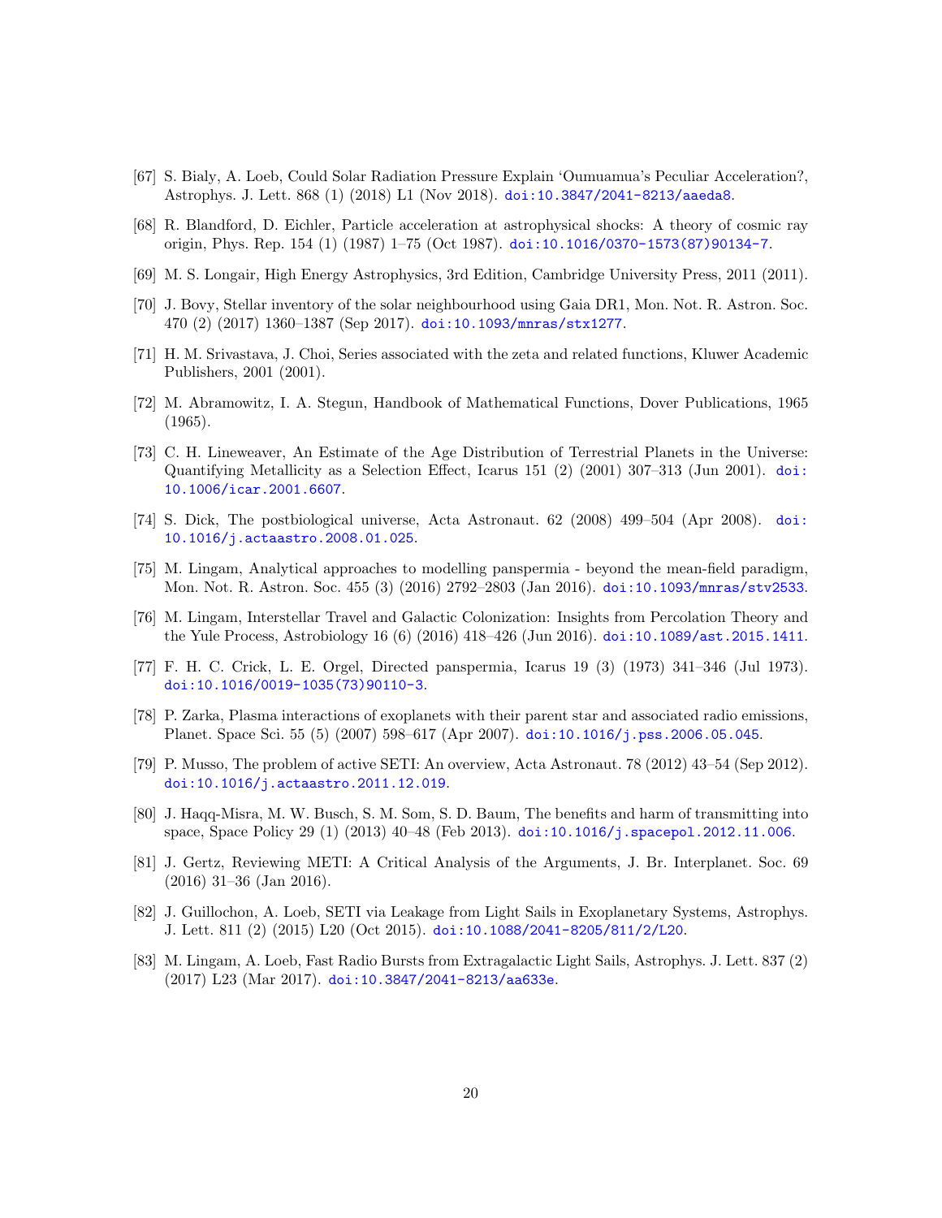[67] S. Bialy, A. Loeb, Could Solar Radiation Pressure Explain 'Oumuamua's Peculiar Acceleration?, Astrophys. J. Lett. 868 (1) (2018) L1 (Nov 2018). doi:10.3847/2041-8213/aaeda8.

[68] R. Blandford, D. Eichler, Particle acceleration at astrophysical shocks: A theory of cosmic ray origin, Phys. Rep. 154 (1) (1987) 1–75 (Oct 1987). doi:10.1016/0370-1573(87)90134-7.

[69] M. S. Longair, High Energy Astrophysics, 3rd Edition, Cambridge University Press, 2011 (2011).

[70] J. Bovy, Stellar inventory of the solar neighbourhood using Gaia DR1, Mon. Not. R. Astron. Soc. 470 (2) (2017) 1360–1387 (Sep 2017). doi:10.1093/mnras/stx1277.

[71] H. M. Srivastava, J. Choi, Series associated with the zeta and related functions, Kluwer Academic Publishers, 2001 (2001).

[72] M. Abramowitz, I. A. Stegun, Handbook of Mathematical Functions, Dover Publications, 1965 (1965).

[73] C. H. Lineweaver, An Estimate of the Age Distribution of Terrestrial Planets in the Universe: Quantifying Metallicity as a Selection Effect, Icarus 151 (2) (2001) 307–313 (Jun 2001). doi:10.1006/icar.2001.6607.

[74] S. Dick, The postbiological universe, Acta Astronaut. 62 (2008) 499–504 (Apr 2008). doi:10.1016/j.actaastro.2008.01.025.

[75] M. Lingam, Analytical approaches to modelling panspermia - beyond the mean-field paradigm, Mon. Not. R. Astron. Soc. 455 (3) (2016) 2792–2803 (Jan 2016). doi:10.1093/mnras/stv2533.

[76] M. Lingam, Interstellar Travel and Galactic Colonization: Insights from Percolation Theory and the Yule Process, Astrobiology 16 (6) (2016) 418–426 (Jun 2016). doi:10.1089/ast.2015.1411.

[77] F. H. C. Crick, L. E. Orgel, Directed panspermia, Icarus 19 (3) (1973) 341–346 (Jul 1973). doi:10.1016/0019-1035(73)90110-3.

[78] P. Zarka, Plasma interactions of exoplanets with their parent star and associated radio emissions, Planet. Space Sci. 55 (5) (2007) 598–617 (Apr 2007). doi:10.1016/j.pss.2006.05.045.

[79] P. Musso, The problem of active SETI: An overview, Acta Astronaut. 78 (2012) 43–54 (Sep 2012). doi:10.1016/j.actaastro.2011.12.019.

[80] J. Haqq-Misra, M. W. Busch, S. M. Som, S. D. Baum, The benefits and harm of transmitting into space, Space Policy 29 (1) (2013) 40–48 (Feb 2013). doi:10.1016/j.spacepol.2012.11.006.

[81] J. Gertz, Reviewing METI: A Critical Analysis of the Arguments, J. Br. Interplanet. Soc. 69 (2016) 31–36 (Jan 2016).

[82] J. Guillochon, A. Loeb, SETI via Leakage from Light Sails in Exoplanetary Systems, Astrophys. J. Lett. 811 (2) (2015) L20 (Oct 2015). doi:10.1088/2041-8205/811/2/L20.

[83] M. Lingam, A. Loeb, Fast Radio Bursts from Extragalactic Light Sails, Astrophys. J. Lett. 837 (2) (2017) L23 (Mar 2017). doi:10.3847/2041-8213/aa633e.